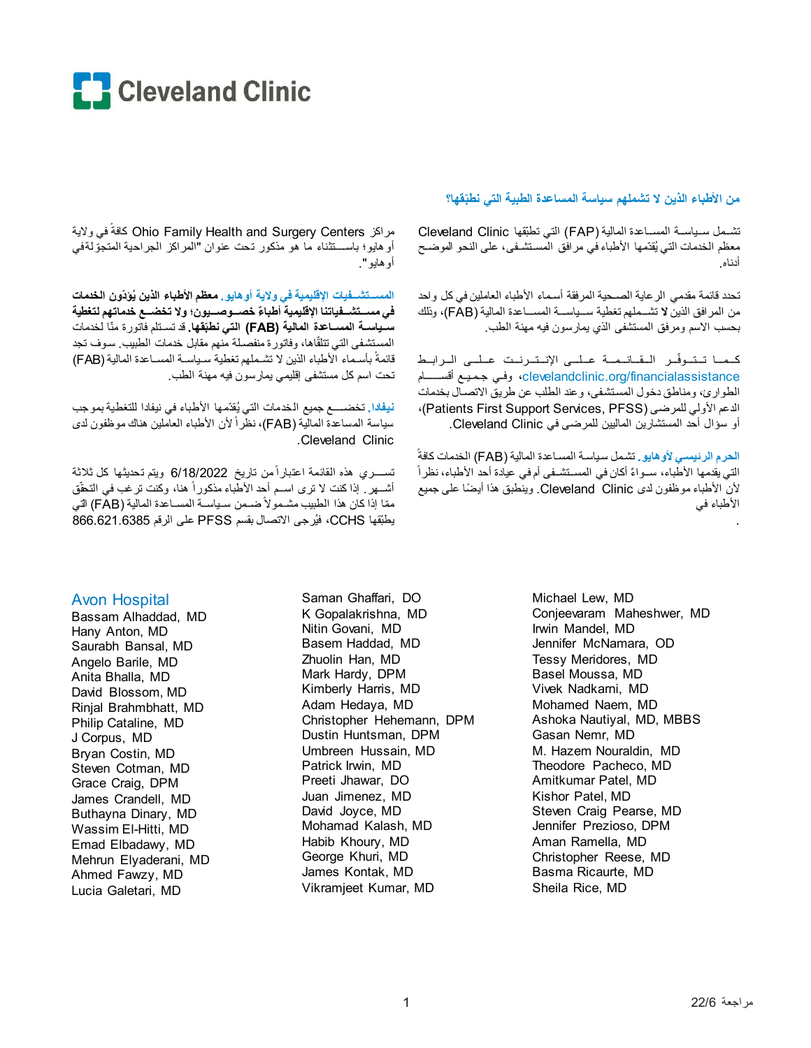# Cleveland Clinic

## من الأطباء الذين لا تشملهم سياسة المساعدة الطبية التي نطبّقها؟

تشـمل سـياسـة المسـاعدة المالية (FAP) التي تطبّقها Cleveland Clinic معظم الخدمات التي يُقدّمها الأطباء في مرافق المستشفى، على النحو الموضح أدناه.

تحدد قائمة مقدمي الرعاية الصحية المرفقة أسماء الأطباء العاملين في كل واحد من المرافق الذين **لا** تشـملهم تغطية سـياسـة المسـاعدة المالية (FAB)، وذلك بحسب الاسم ومرفق المستشفى الذي يمارسون فيه مهنة الطب.

كـمـا تـتـوفّـر الـقـائـمـة عـلـى الإنـتـرنـت عـلـى الـرابـط clevelandclinic.org/financialassistance، وفي جميع أقسـام الطوارئ، ومناطق دخول المستشفى، وعند الطلب عن طريق الاتصال بخدمات الدعم الأولي للمرضى (Patients First Support Services, PFSS)، أو سؤال أحد المستشارين الماليين للمرضى في Cleveland Clinic.

**الحرم الرئيسي لأوهايو.** تشمل سياسة المساعدة المالية (FAB) الخدمات كافةً التي يقدمها الأطباء، سـواءً أكان في المسـتشـفى أم في عيادة أحد الأطباء، نظراً لأن الأطباء موظفون لدى Cleveland Clinic. وينطبق هذا أيضًا على جميع الأطباء في مراكز Ohio Family Health and Surgery Centers كافةً في ولاية أوهايو؛ باسـتثناء ما هو مذكور تحت عنوان "المراكز الجراحية المتجوّلة في أوهايو".

**المسـتشـفيات الإقليمية في ولاية أوهايو. معظم الأطباء الذين يُؤدّون الخدمات في مسـتشـفياتنا الإقليمية أطباءٌ خصـوصـيون؛ ولا تخضـع خدماتهم لتغطية سـياسـة المسـاعدة المالية (FAB) التي نطبّقها.** قد تسـتلم فاتورة منّا لخدمات المستشفى التي تتلقّاها، وفاتورة منفصلة منهم مقابل خدمات الطبيب. سوف تجد قائمةً بأسـماء الأطباء الذين لا تشـملهم تغطية سـياسـة المسـاعدة المالية (FAB) تحت اسم كل مستشفى إقليمي يمارسون فيه مهنة الطب.

**نيفادا.** تخضـع جميع الخدمات التي يُقدّمها الأطباء في نيفادا للتغطية بموجب سياسة المساعدة المالية (FAB)، نظراً لأن الأطباء العاملين هناك موظفون لدى Cleveland Clinic.

تسـري هذه القائمة اعتباراً من تاريخ 6/18/2022 ويتم تحديثها كل ثلاثة أشـهر. إذا كنت لا ترى اسـم أحد الأطباء مذكوراً هنا، وكنت ترغب في التحقّق ممّا إذا كان هذا الطبيب مشـمولاً ضـمن سـياسـة المسـاعدة المالية (FAB) التي يطبّقها CCHS، فيُرجى الاتصال بقسم PFSS على الرقم 866.621.6385

## Avon Hospital

Bassam Alhaddad, MD
Hany Anton, MD
Saurabh Bansal, MD
Angelo Barile, MD
Anita Bhalla, MD
David Blossom, MD
Rinjal Brahmbhatt, MD
Philip Cataline, MD
J Corpus, MD
Bryan Costin, MD
Steven Cotman, MD
Grace Craig, DPM
James Crandell, MD
Buthayna Dinary, MD
Wassim El-Hitti, MD
Emad Elbadawy, MD
Mehrun Elyaderani, MD
Ahmed Fawzy, MD
Lucia Galetari, MD
Saman Ghaffari, DO
K Gopalakrishna, MD
Nitin Govani, MD
Basem Haddad, MD
Zhuolin Han, MD
Mark Hardy, DPM
Kimberly Harris, MD
Adam Hedaya, MD
Christopher Hehemann, DPM
Dustin Huntsman, DPM
Umbreen Hussain, MD
Patrick Irwin, MD
Preeti Jhawar, DO
Juan Jimenez, MD
David Joyce, MD
Mohamad Kalash, MD
Habib Khoury, MD
George Khuri, MD
James Kontak, MD
Vikramjeet Kumar, MD
Michael Lew, MD
Conjeevaram Maheshwer, MD
Irwin Mandel, MD
Jennifer McNamara, OD
Tessy Meridores, MD
Basel Moussa, MD
Vivek Nadkarni, MD
Mohamed Naem, MD
Ashoka Nautiyal, MD, MBBS
Gasan Nemr, MD
M. Hazem Nouraldin, MD
Theodore Pacheco, MD
Amitkumar Patel, MD
Kishor Patel, MD
Steven Craig Pearse, MD
Jennifer Prezioso, DPM
Aman Ramella, MD
Christopher Reese, MD
Basma Ricaurte, MD
Sheila Rice, MD

مراجعة 22/6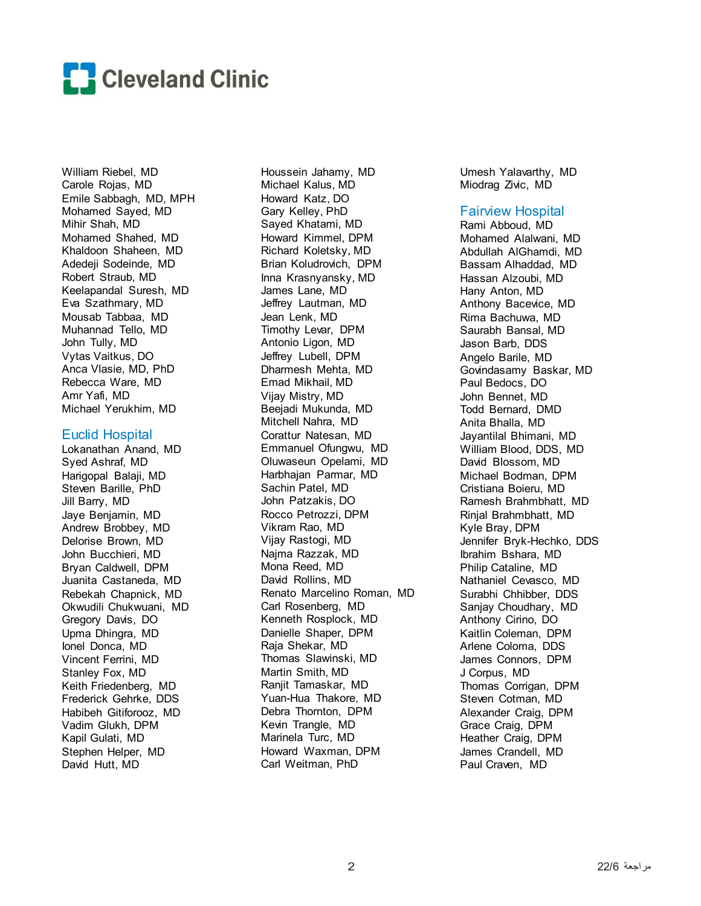Cleveland Clinic

William Riebel, MD
Carole Rojas, MD
Emile Sabbagh, MD, MPH
Mohamed Sayed, MD
Mihir Shah, MD
Mohamed Shahed, MD
Khaldoon Shaheen, MD
Adedeji Sodeinde, MD
Robert Straub, MD
Keelapandal Suresh, MD
Eva Szathmary, MD
Mousab Tabbaa, MD
Muhannad Tello, MD
John Tully, MD
Vytas Vaitkus, DO
Anca Vlasie, MD, PhD
Rebecca Ware, MD
Amr Yafi, MD
Michael Yerukhim, MD

## Euclid Hospital

Lokanathan Anand, MD
Syed Ashraf, MD
Harigopal Balaji, MD
Steven Barille, PhD
Jill Barry, MD
Jaye Benjamin, MD
Andrew Brobbey, MD
Delorise Brown, MD
John Bucchieri, MD
Bryan Caldwell, DPM
Juanita Castaneda, MD
Rebekah Chapnick, MD
Okwudili Chukwuani, MD
Gregory Davis, DO
Upma Dhingra, MD
Ionel Donca, MD
Vincent Ferrini, MD
Stanley Fox, MD
Keith Friedenberg, MD
Frederick Gehrke, DDS
Habibeh Gitiforooz, MD
Vadim Glukh, DPM
Kapil Gulati, MD
Stephen Helper, MD
David Hutt, MD
Houssein Jahamy, MD
Michael Kalus, MD
Howard Katz, DO
Gary Kelley, PhD
Sayed Khatami, MD
Howard Kimmel, DPM
Richard Koletsky, MD
Brian Koludrovich, DPM
Inna Krasnyansky, MD
James Lane, MD
Jeffrey Lautman, MD
Jean Lenk, MD
Timothy Levar, DPM
Antonio Ligon, MD
Jeffrey Lubell, DPM
Dharmesh Mehta, MD
Emad Mikhail, MD
Vijay Mistry, MD
Beejadi Mukunda, MD
Mitchell Nahra, MD
Corattur Natesan, MD
Emmanuel Ofungwu, MD
Oluwaseun Opelami, MD
Harbhajan Parmar, MD
Sachin Patel, MD
John Patzakis, DO
Rocco Petrozzi, DPM
Vikram Rao, MD
Vijay Rastogi, MD
Najma Razzak, MD
Mona Reed, MD
David Rollins, MD
Renato Marcelino Roman, MD
Carl Rosenberg, MD
Kenneth Rosplock, MD
Danielle Shaper, DPM
Raja Shekar, MD
Thomas Slawinski, MD
Martin Smith, MD
Ranjit Tamaskar, MD
Yuan-Hua Thakore, MD
Debra Thornton, DPM
Kevin Trangle, MD
Marinela Turc, MD
Howard Waxman, DPM
Carl Weitman, PhD
Umesh Yalavarthy, MD
Miodrag Zivic, MD

## Fairview Hospital

Rami Abboud, MD
Mohamed Alalwani, MD
Abdullah AlGhamdi, MD
Bassam Alhaddad, MD
Hassan Alzoubi, MD
Hany Anton, MD
Anthony Bacevice, MD
Rima Bachuwa, MD
Saurabh Bansal, MD
Jason Barb, DDS
Angelo Barile, MD
Govindasamy Baskar, MD
Paul Bedocs, DO
John Bennet, MD
Todd Bernard, DMD
Anita Bhalla, MD
Jayantilal Bhimani, MD
William Blood, DDS, MD
David Blossom, MD
Michael Bodman, DPM
Cristiana Boieru, MD
Ramesh Brahmbhatt, MD
Rinjal Brahmbhatt, MD
Kyle Bray, DPM
Jennifer Bryk-Hechko, DDS
Ibrahim Bshara, MD
Philip Cataline, MD
Nathaniel Cevasco, MD
Surabhi Chhibber, DDS
Sanjay Choudhary, MD
Anthony Cirino, DO
Kaitlin Coleman, DPM
Arlene Coloma, DDS
James Connors, DPM
J Corpus, MD
Thomas Corrigan, DPM
Steven Cotman, MD
Alexander Craig, DPM
Grace Craig, DPM
Heather Craig, DPM
James Crandell, MD
Paul Craven, MD

مراجعة 22/6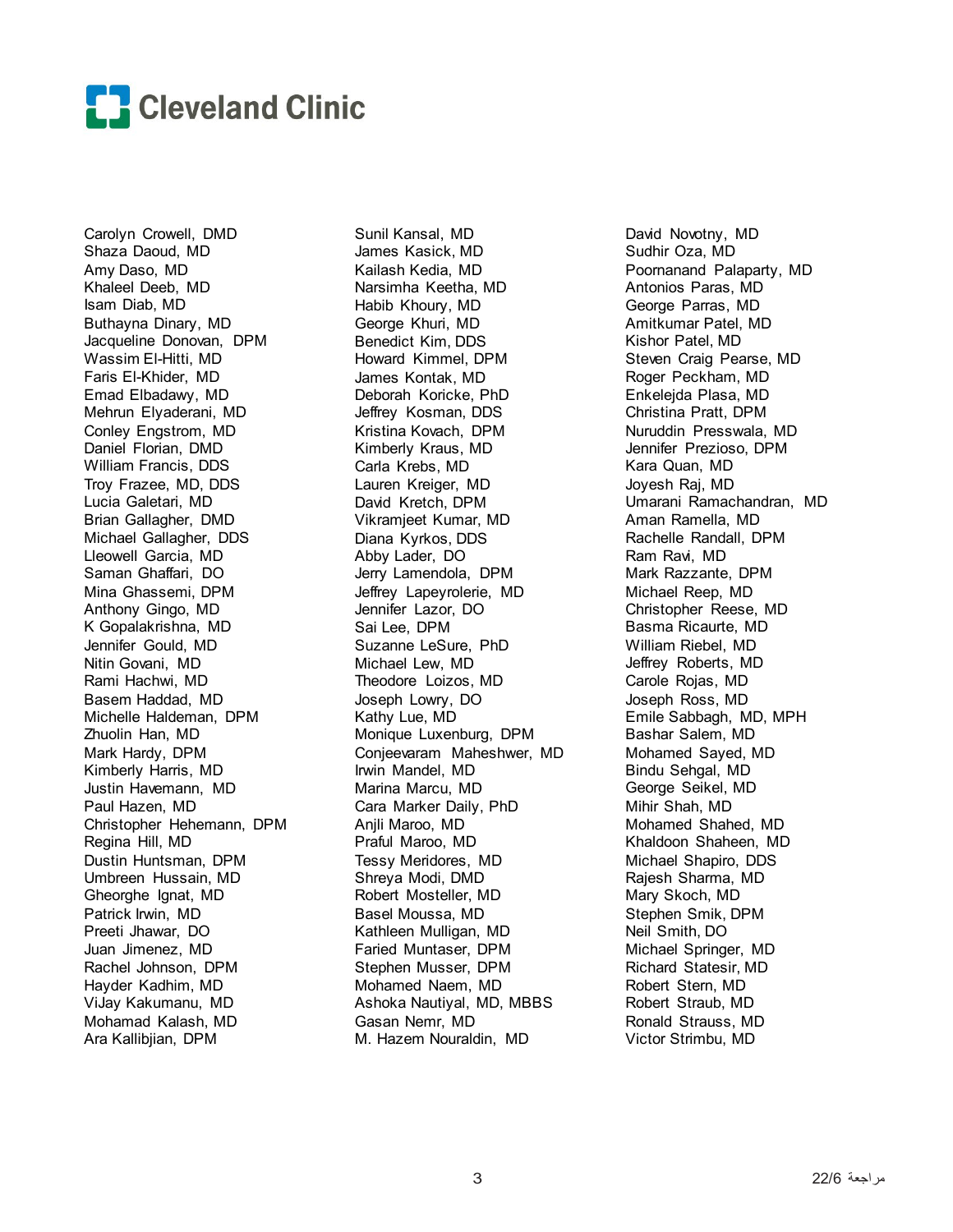Carolyn Crowell, DMD
Shaza Daoud, MD
Amy Daso, MD
Khaleel Deeb, MD
Isam Diab, MD
Buthayna Dinary, MD
Jacqueline Donovan, DPM
Wassim El-Hitti, MD
Faris El-Khider, MD
Emad Elbadawy, MD
Mehrun Elyaderani, MD
Conley Engstrom, MD
Daniel Florian, DMD
William Francis, DDS
Troy Frazee, MD, DDS
Lucia Galetari, MD
Brian Gallagher, DMD
Michael Gallagher, DDS
Lleowell Garcia, MD
Saman Ghaffari, DO
Mina Ghassemi, DPM
Anthony Gingo, MD
K Gopalakrishna, MD
Jennifer Gould, MD
Nitin Govani, MD
Rami Hachwi, MD
Basem Haddad, MD
Michelle Haldeman, DPM
Zhuolin Han, MD
Mark Hardy, DPM
Kimberly Harris, MD
Justin Havemann, MD
Paul Hazen, MD
Christopher Hehemann, DPM
Regina Hill, MD
Dustin Huntsman, DPM
Umbreen Hussain, MD
Gheorghe Ignat, MD
Patrick Irwin, MD
Preeti Jhawar, DO
Juan Jimenez, MD
Rachel Johnson, DPM
Hayder Kadhim, MD
ViJay Kakumanu, MD
Mohamad Kalash, MD
Ara Kallibjian, DPM

Sunil Kansal, MD
James Kasick, MD
Kailash Kedia, MD
Narsimha Keetha, MD
Habib Khoury, MD
George Khuri, MD
Benedict Kim, DDS
Howard Kimmel, DPM
James Kontak, MD
Deborah Koricke, PhD
Jeffrey Kosman, DDS
Kristina Kovach, DPM
Kimberly Kraus, MD
Carla Krebs, MD
Lauren Kreiger, MD
David Kretch, DPM
Vikramjeet Kumar, MD
Diana Kyrkos, DDS
Abby Lader, DO
Jerry Lamendola, DPM
Jeffrey Lapeyrolerie, MD
Jennifer Lazor, DO
Sai Lee, DPM
Suzanne LeSure, PhD
Michael Lew, MD
Theodore Loizos, MD
Joseph Lowry, DO
Kathy Lue, MD
Monique Luxenburg, DPM
Conjeevaram Maheshwer, MD
Irwin Mandel, MD
Marina Marcu, MD
Cara Marker Daily, PhD
Anjli Maroo, MD
Praful Maroo, MD
Tessy Meridores, MD
Shreya Modi, DMD
Robert Mosteller, MD
Basel Moussa, MD
Kathleen Mulligan, MD
Faried Muntaser, DPM
Stephen Musser, DPM
Mohamed Naem, MD
Ashoka Nautiyal, MD, MBBS
Gasan Nemr, MD
M. Hazem Nouraldin, MD

David Novotny, MD
Sudhir Oza, MD
Poornanand Palaparty, MD
Antonios Paras, MD
George Parras, MD
Amitkumar Patel, MD
Kishor Patel, MD
Steven Craig Pearse, MD
Roger Peckham, MD
Enkelejda Plasa, MD
Christina Pratt, DPM
Nuruddin Presswala, MD
Jennifer Prezioso, DPM
Kara Quan, MD
Joyesh Raj, MD
Umarani Ramachandran, MD
Aman Ramella, MD
Rachelle Randall, DPM
Ram Ravi, MD
Mark Razzante, DPM
Michael Reep, MD
Christopher Reese, MD
Basma Ricaurte, MD
William Riebel, MD
Jeffrey Roberts, MD
Carole Rojas, MD
Joseph Ross, MD
Emile Sabbagh, MD, MPH
Bashar Salem, MD
Mohamed Sayed, MD
Bindu Sehgal, MD
George Seikel, MD
Mihir Shah, MD
Mohamed Shahed, MD
Khaldoon Shaheen, MD
Michael Shapiro, DDS
Rajesh Sharma, MD
Mary Skoch, MD
Stephen Smik, DPM
Neil Smith, DO
Michael Springer, MD
Richard Statesir, MD
Robert Stern, MD
Robert Straub, MD
Ronald Strauss, MD
Victor Strimbu, MD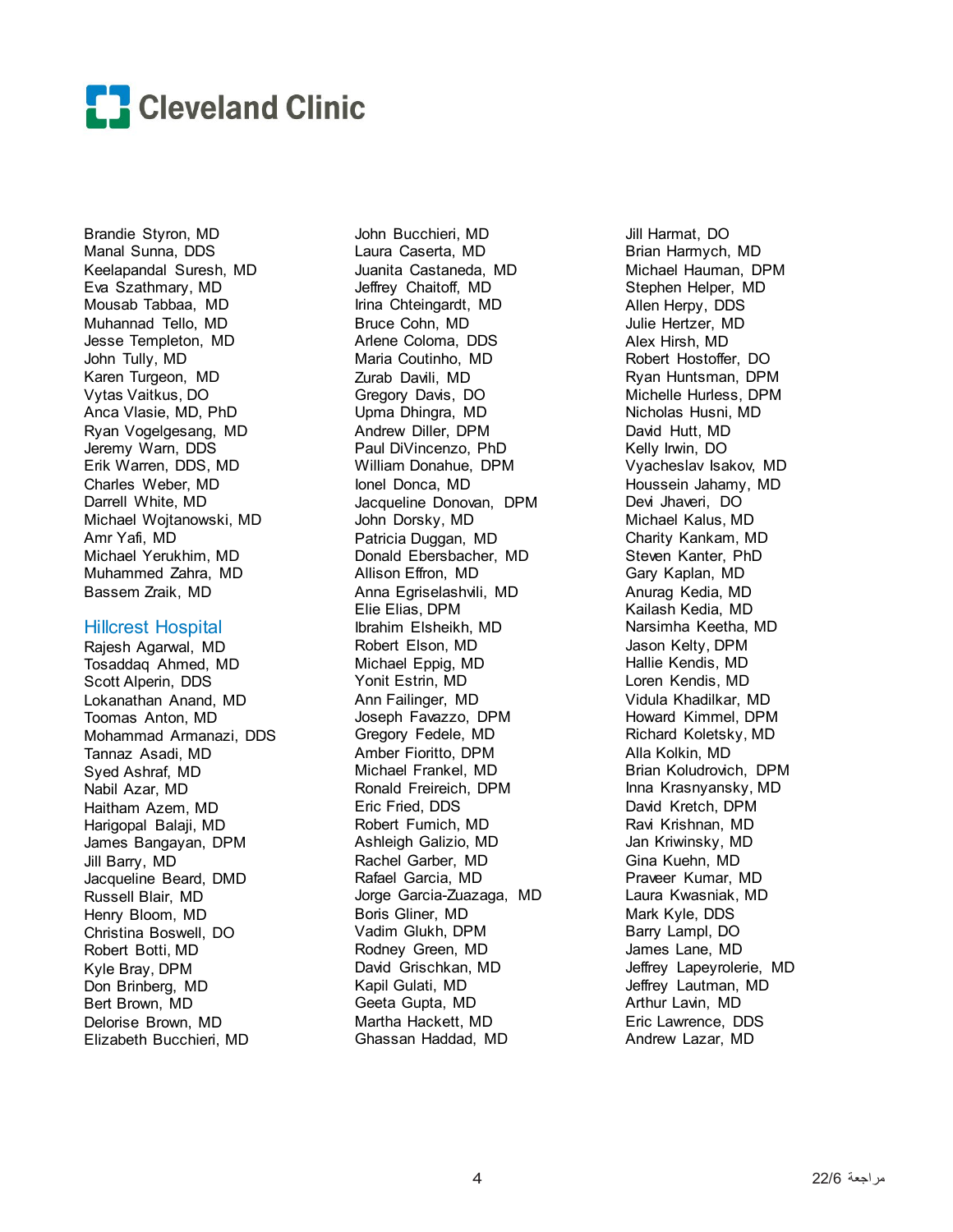Brandie Styron, MD
Manal Sunna, DDS
Keelapandal Suresh, MD
Eva Szathmary, MD
Mousab Tabbaa, MD
Muhannad Tello, MD
Jesse Templeton, MD
John Tully, MD
Karen Turgeon, MD
Vytas Vaitkus, DO
Anca Vlasie, MD, PhD
Ryan Vogelgesang, MD
Jeremy Warn, DDS
Erik Warren, DDS, MD
Charles Weber, MD
Darrell White, MD
Michael Wojtanowski, MD
Amr Yafi, MD
Michael Yerukhim, MD
Muhammed Zahra, MD
Bassem Zraik, MD

## Hillcrest Hospital

Rajesh Agarwal, MD
Tosaddaq Ahmed, MD
Scott Alperin, DDS
Lokanathan Anand, MD
Toomas Anton, MD
Mohammad Armanazi, DDS
Tannaz Asadi, MD
Syed Ashraf, MD
Nabil Azar, MD
Haitham Azem, MD
Harigopal Balaji, MD
James Bangayan, DPM
Jill Barry, MD
Jacqueline Beard, DMD
Russell Blair, MD
Henry Bloom, MD
Christina Boswell, DO
Robert Botti, MD
Kyle Bray, DPM
Don Brinberg, MD
Bert Brown, MD
Delorise Brown, MD
Elizabeth Bucchieri, MD
John Bucchieri, MD
Laura Caserta, MD
Juanita Castaneda, MD
Jeffrey Chaitoff, MD
Irina Chteingardt, MD
Bruce Cohn, MD
Arlene Coloma, DDS
Maria Coutinho, MD
Zurab Davili, MD
Gregory Davis, DO
Upma Dhingra, MD
Andrew Diller, DPM
Paul DiVincenzo, PhD
William Donahue, DPM
Ionel Donca, MD
Jacqueline Donovan, DPM
John Dorsky, MD
Patricia Duggan, MD
Donald Ebersbacher, MD
Allison Effron, MD
Anna Egriselashvili, MD
Elie Elias, DPM
Ibrahim Elsheikh, MD
Robert Elson, MD
Michael Eppig, MD
Yonit Estrin, MD
Ann Failinger, MD
Joseph Favazzo, DPM
Gregory Fedele, MD
Amber Fioritto, DPM
Michael Frankel, MD
Ronald Freireich, DPM
Eric Fried, DDS
Robert Fumich, MD
Ashleigh Galizio, MD
Rachel Garber, MD
Rafael Garcia, MD
Jorge Garcia-Zuazaga, MD
Boris Gliner, MD
Vadim Glukh, DPM
Rodney Green, MD
David Grischkan, MD
Kapil Gulati, MD
Geeta Gupta, MD
Martha Hackett, MD
Ghassan Haddad, MD
Jill Harmat, DO
Brian Harmych, MD
Michael Hauman, DPM
Stephen Helper, MD
Allen Herpy, DDS
Julie Hertzer, MD
Alex Hirsh, MD
Robert Hostoffer, DO
Ryan Huntsman, DPM
Michelle Hurless, DPM
Nicholas Husni, MD
David Hutt, MD
Kelly Irwin, DO
Vyacheslav Isakov, MD
Houssein Jahamy, MD
Devi Jhaveri, DO
Michael Kalus, MD
Charity Kankam, MD
Steven Kanter, PhD
Gary Kaplan, MD
Anurag Kedia, MD
Kailash Kedia, MD
Narsimha Keetha, MD
Jason Kelty, DPM
Hallie Kendis, MD
Loren Kendis, MD
Vidula Khadilkar, MD
Howard Kimmel, DPM
Richard Koletsky, MD
Alla Kolkin, MD
Brian Koludrovich, DPM
Inna Krasnyansky, MD
David Kretch, DPM
Ravi Krishnan, MD
Jan Kriwinsky, MD
Gina Kuehn, MD
Praveer Kumar, MD
Laura Kwasniak, MD
Mark Kyle, DDS
Barry Lampl, DO
James Lane, MD
Jeffrey Lapeyrolerie, MD
Jeffrey Lautman, MD
Arthur Lavin, MD
Eric Lawrence, DDS
Andrew Lazar, MD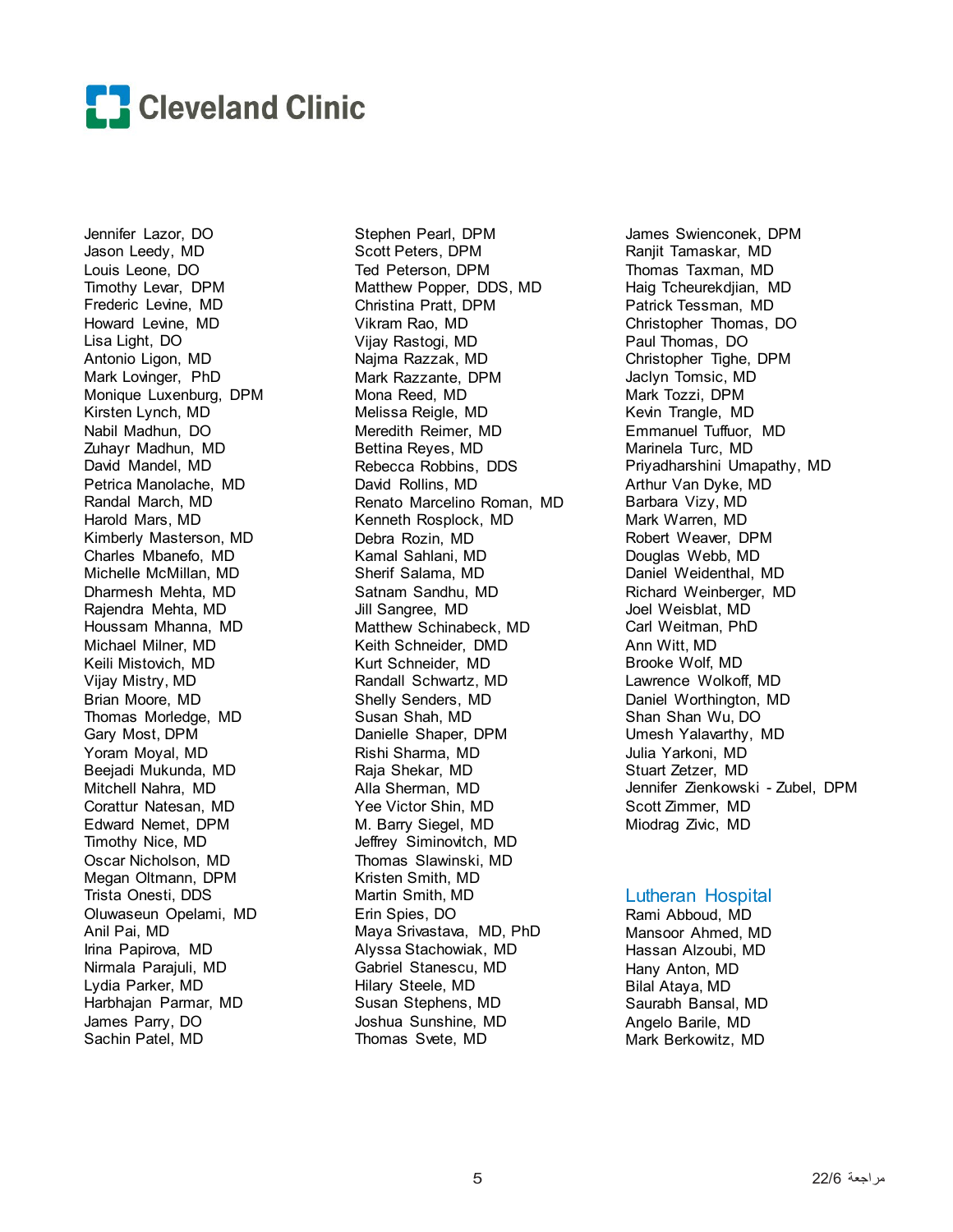Jennifer Lazor, DO
Jason Leedy, MD
Louis Leone, DO
Timothy Levar, DPM
Frederic Levine, MD
Howard Levine, MD
Lisa Light, DO
Antonio Ligon, MD
Mark Lovinger, PhD
Monique Luxenburg, DPM
Kirsten Lynch, MD
Nabil Madhun, DO
Zuhayr Madhun, MD
David Mandel, MD
Petrica Manolache, MD
Randal March, MD
Harold Mars, MD
Kimberly Masterson, MD
Charles Mbanefo, MD
Michelle McMillan, MD
Dharmesh Mehta, MD
Rajendra Mehta, MD
Houssam Mhanna, MD
Michael Milner, MD
Keili Mistovich, MD
Vijay Mistry, MD
Brian Moore, MD
Thomas Morledge, MD
Gary Most, DPM
Yoram Moyal, MD
Beejadi Mukunda, MD
Mitchell Nahra, MD
Corattur Natesan, MD
Edward Nemet, DPM
Timothy Nice, MD
Oscar Nicholson, MD
Megan Oltmann, DPM
Trista Onesti, DDS
Oluwaseun Opelami, MD
Anil Pai, MD
Irina Papirova, MD
Nirmala Parajuli, MD
Lydia Parker, MD
Harbhajan Parmar, MD
James Parry, DO
Sachin Patel, MD
Stephen Pearl, DPM
Scott Peters, DPM
Ted Peterson, DPM
Matthew Popper, DDS, MD
Christina Pratt, DPM
Vikram Rao, MD
Vijay Rastogi, MD
Najma Razzak, MD
Mark Razzante, DPM
Mona Reed, MD
Melissa Reigle, MD
Meredith Reimer, MD
Bettina Reyes, MD
Rebecca Robbins, DDS
David Rollins, MD
Renato Marcelino Roman, MD
Kenneth Rosplock, MD
Debra Rozin, MD
Kamal Sahlani, MD
Sherif Salama, MD
Satnam Sandhu, MD
Jill Sangree, MD
Matthew Schinabeck, MD
Keith Schneider, DMD
Kurt Schneider, MD
Randall Schwartz, MD
Shelly Senders, MD
Susan Shah, MD
Danielle Shaper, DPM
Rishi Sharma, MD
Raja Shekar, MD
Alla Sherman, MD
Yee Victor Shin, MD
M. Barry Siegel, MD
Jeffrey Siminovitch, MD
Thomas Slawinski, MD
Kristen Smith, MD
Martin Smith, MD
Erin Spies, DO
Maya Srivastava, MD, PhD
Alyssa Stachowiak, MD
Gabriel Stanescu, MD
Hilary Steele, MD
Susan Stephens, MD
Joshua Sunshine, MD
Thomas Svete, MD
James Swienconek, DPM
Ranjit Tamaskar, MD
Thomas Taxman, MD
Haig Tcheurekdjian, MD
Patrick Tessman, MD
Christopher Thomas, DO
Paul Thomas, DO
Christopher Tighe, DPM
Jaclyn Tomsic, MD
Mark Tozzi, DPM
Kevin Trangle, MD
Emmanuel Tuffuor, MD
Marinela Turc, MD
Priyadharshini Umapathy, MD
Arthur Van Dyke, MD
Barbara Vizy, MD
Mark Warren, MD
Robert Weaver, DPM
Douglas Webb, MD
Daniel Weidenthal, MD
Richard Weinberger, MD
Joel Weisblat, MD
Carl Weitman, PhD
Ann Witt, MD
Brooke Wolf, MD
Lawrence Wolkoff, MD
Daniel Worthington, MD
Shan Shan Wu, DO
Umesh Yalavarthy, MD
Julia Yarkoni, MD
Stuart Zetzer, MD
Jennifer Zienkowski - Zubel, DPM
Scott Zimmer, MD
Miodrag Zivic, MD

## Lutheran Hospital

Rami Abboud, MD
Mansoor Ahmed, MD
Hassan Alzoubi, MD
Hany Anton, MD
Bilal Ataya, MD
Saurabh Bansal, MD
Angelo Barile, MD
Mark Berkowitz, MD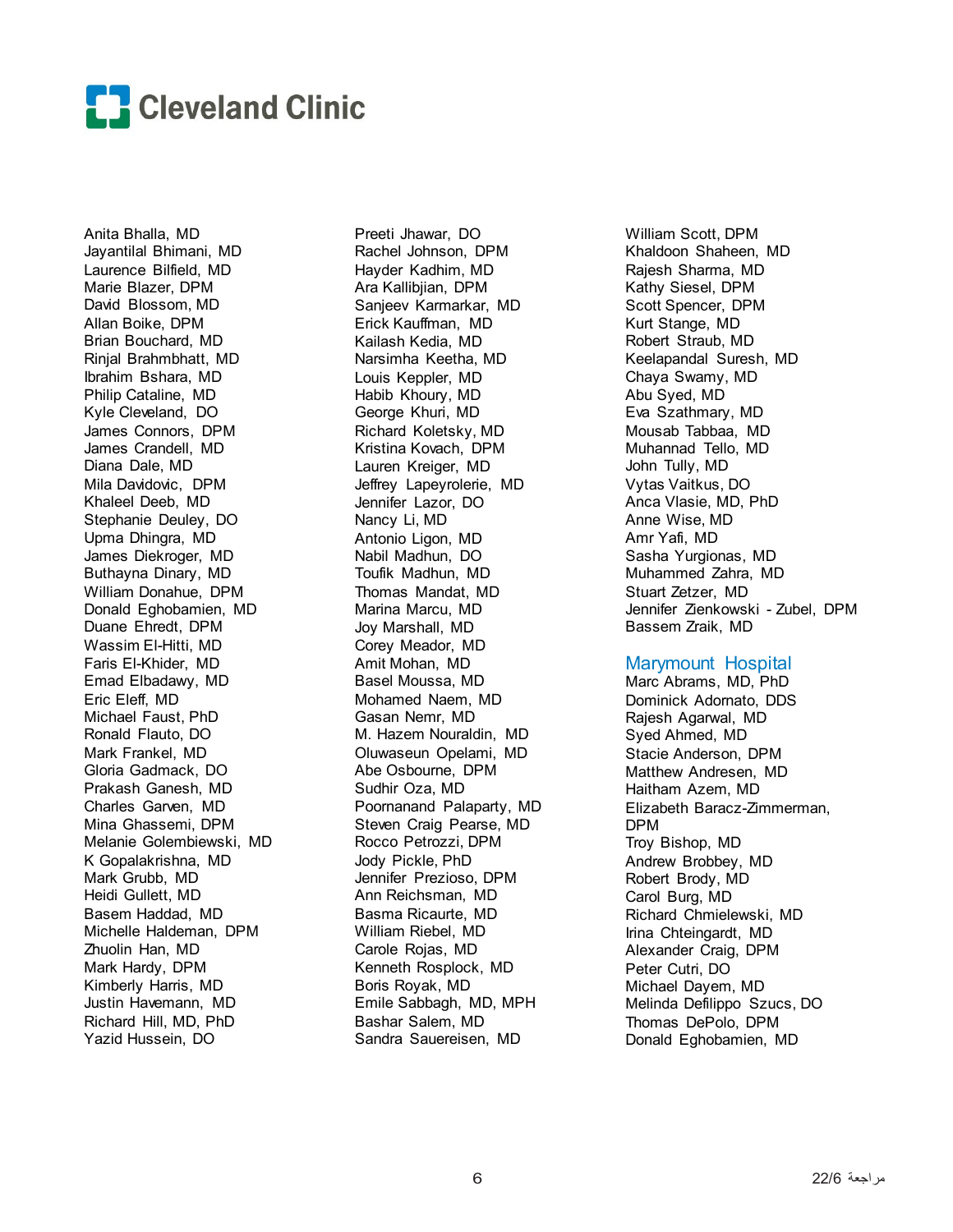# Cleveland Clinic

Anita Bhalla, MD
Jayantilal Bhimani, MD
Laurence Bilfield, MD
Marie Blazer, DPM
David Blossom, MD
Allan Boike, DPM
Brian Bouchard, MD
Rinjal Brahmbhatt, MD
Ibrahim Bshara, MD
Philip Cataline, MD
Kyle Cleveland, DO
James Connors, DPM
James Crandell, MD
Diana Dale, MD
Mila Davidovic, DPM
Khaleel Deeb, MD
Stephanie Deuley, DO
Upma Dhingra, MD
James Diekroger, MD
Buthayna Dinary, MD
William Donahue, DPM
Donald Eghobamien, MD
Duane Ehredt, DPM
Wassim El-Hitti, MD
Faris El-Khider, MD
Emad Elbadawy, MD
Eric Eleff, MD
Michael Faust, PhD
Ronald Flauto, DO
Mark Frankel, MD
Gloria Gadmack, DO
Prakash Ganesh, MD
Charles Garven, MD
Mina Ghassemi, DPM
Melanie Golembiewski, MD
K Gopalakrishna, MD
Mark Grubb, MD
Heidi Gullett, MD
Basem Haddad, MD
Michelle Haldeman, DPM
Zhuolin Han, MD
Mark Hardy, DPM
Kimberly Harris, MD
Justin Havemann, MD
Richard Hill, MD, PhD
Yazid Hussein, DO
Preeti Jhawar, DO
Rachel Johnson, DPM
Hayder Kadhim, MD
Ara Kallibjian, DPM
Sanjeev Karmarkar, MD
Erick Kauffman, MD
Kailash Kedia, MD
Narsimha Keetha, MD
Louis Keppler, MD
Habib Khoury, MD
George Khuri, MD
Richard Koletsky, MD
Kristina Kovach, DPM
Lauren Kreiger, MD
Jeffrey Lapeyrolerie, MD
Jennifer Lazor, DO
Nancy Li, MD
Antonio Ligon, MD
Nabil Madhun, DO
Toufik Madhun, MD
Thomas Mandat, MD
Marina Marcu, MD
Joy Marshall, MD
Corey Meador, MD
Amit Mohan, MD
Basel Moussa, MD
Mohamed Naem, MD
Gasan Nemr, MD
M. Hazem Nouraldin, MD
Oluwaseun Opelami, MD
Abe Osbourne, DPM
Sudhir Oza, MD
Poornanand Palaparty, MD
Steven Craig Pearse, MD
Rocco Petrozzi, DPM
Jody Pickle, PhD
Jennifer Prezioso, DPM
Ann Reichsman, MD
Basma Ricaurte, MD
William Riebel, MD
Carole Rojas, MD
Kenneth Rosplock, MD
Boris Royak, MD
Emile Sabbagh, MD, MPH
Bashar Salem, MD
Sandra Sauereisen, MD
William Scott, DPM
Khaldoon Shaheen, MD
Rajesh Sharma, MD
Kathy Siesel, DPM
Scott Spencer, DPM
Kurt Stange, MD
Robert Straub, MD
Keelapandal Suresh, MD
Chaya Swamy, MD
Abu Syed, MD
Eva Szathmary, MD
Mousab Tabbaa, MD
Muhannad Tello, MD
John Tully, MD
Vytas Vaitkus, DO
Anca Vlasie, MD, PhD
Anne Wise, MD
Amr Yafi, MD
Sasha Yurgionas, MD
Muhammed Zahra, MD
Stuart Zetzer, MD
Jennifer Zienkowski - Zubel, DPM
Bassem Zraik, MD

## Marymount Hospital

Marc Abrams, MD, PhD
Dominick Adornato, DDS
Rajesh Agarwal, MD
Syed Ahmed, MD
Stacie Anderson, DPM
Matthew Andresen, MD
Haitham Azem, MD
Elizabeth Baracz-Zimmerman, DPM
Troy Bishop, MD
Andrew Brobbey, MD
Robert Brody, MD
Carol Burg, MD
Richard Chmielewski, MD
Irina Chteingardt, MD
Alexander Craig, DPM
Peter Cutri, DO
Michael Dayem, MD
Melinda Defilippo Szucs, DO
Thomas DePolo, DPM
Donald Eghobamien, MD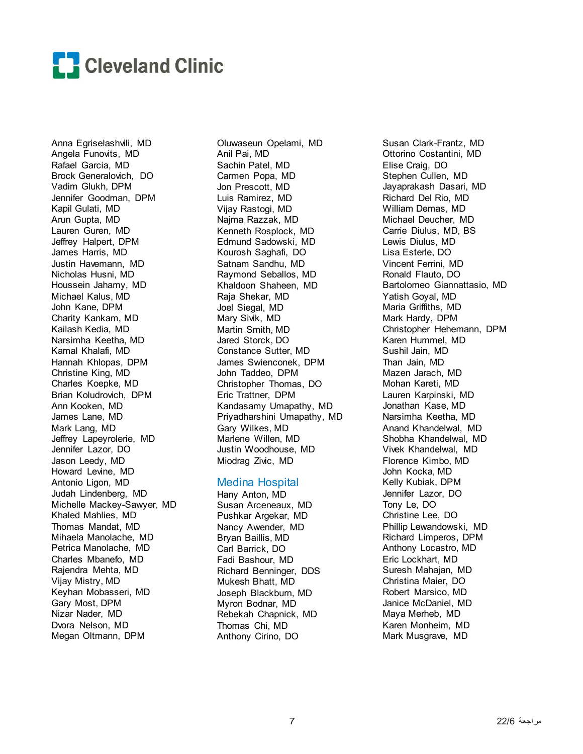Anna Egriselashvili, MD
Angela Funovits, MD
Rafael Garcia, MD
Brock Generalovich, DO
Vadim Glukh, DPM
Jennifer Goodman, DPM
Kapil Gulati, MD
Arun Gupta, MD
Lauren Guren, MD
Jeffrey Halpert, DPM
James Harris, MD
Justin Havemann, MD
Nicholas Husni, MD
Houssein Jahamy, MD
Michael Kalus, MD
John Kane, DPM
Charity Kankam, MD
Kailash Kedia, MD
Narsimha Keetha, MD
Kamal Khalafi, MD
Hannah Khlopas, DPM
Christine King, MD
Charles Koepke, MD
Brian Koludrovich, DPM
Ann Kooken, MD
James Lane, MD
Mark Lang, MD
Jeffrey Lapeyrolerie, MD
Jennifer Lazor, DO
Jason Leedy, MD
Howard Levine, MD
Antonio Ligon, MD
Judah Lindenberg, MD
Michelle Mackey-Sawyer, MD
Khaled Mahlies, MD
Thomas Mandat, MD
Mihaela Manolache, MD
Petrica Manolache, MD
Charles Mbanefo, MD
Rajendra Mehta, MD
Vijay Mistry, MD
Keyhan Mobasseri, MD
Gary Most, DPM
Nizar Nader, MD
Dvora Nelson, MD
Megan Oltmann, DPM
Oluwaseun Opelami, MD
Anil Pai, MD
Sachin Patel, MD
Carmen Popa, MD
Jon Prescott, MD
Luis Ramirez, MD
Vijay Rastogi, MD
Najma Razzak, MD
Kenneth Rosplock, MD
Edmund Sadowski, MD
Kourosh Saghafi, DO
Satnam Sandhu, MD
Raymond Seballos, MD
Khaldoon Shaheen, MD
Raja Shekar, MD
Joel Siegal, MD
Mary Sivik, MD
Martin Smith, MD
Jared Storck, DO
Constance Sutter, MD
James Swienconek, DPM
John Taddeo, DPM
Christopher Thomas, DO
Eric Trattner, DPM
Kandasamy Umapathy, MD
Priyadharshini Umapathy, MD
Gary Wilkes, MD
Marlene Willen, MD
Justin Woodhouse, MD
Miodrag Zivic, MD

## Medina Hospital

Hany Anton, MD
Susan Arceneaux, MD
Pushkar Argekar, MD
Nancy Awender, MD
Bryan Baillis, MD
Carl Barrick, DO
Fadi Bashour, MD
Richard Benninger, DDS
Mukesh Bhatt, MD
Joseph Blackburn, MD
Myron Bodnar, MD
Rebekah Chapnick, MD
Thomas Chi, MD
Anthony Cirino, DO
Susan Clark-Frantz, MD
Ottorino Costantini, MD
Elise Craig, DO
Stephen Cullen, MD
Jayaprakash Dasari, MD
Richard Del Rio, MD
William Demas, MD
Michael Deucher, MD
Carrie Diulus, MD, BS
Lewis Diulus, MD
Lisa Esterle, DO
Vincent Ferrini, MD
Ronald Flauto, DO
Bartolomeo Giannattasio, MD
Yatish Goyal, MD
Maria Griffiths, MD
Mark Hardy, DPM
Christopher Hehemann, DPM
Karen Hummel, MD
Sushil Jain, MD
Than Jain, MD
Mazen Jarach, MD
Mohan Kareti, MD
Lauren Karpinski, MD
Jonathan Kase, MD
Narsimha Keetha, MD
Anand Khandelwal, MD
Shobha Khandelwal, MD
Vivek Khandelwal, MD
Florence Kimbo, MD
John Kocka, MD
Kelly Kubiak, DPM
Jennifer Lazor, DO
Tony Le, DO
Christine Lee, DO
Phillip Lewandowski, MD
Richard Limperos, DPM
Anthony Locastro, MD
Eric Lockhart, MD
Suresh Mahajan, MD
Christina Maier, DO
Robert Marsico, MD
Janice McDaniel, MD
Maya Merheb, MD
Karen Monheim, MD
Mark Musgrave, MD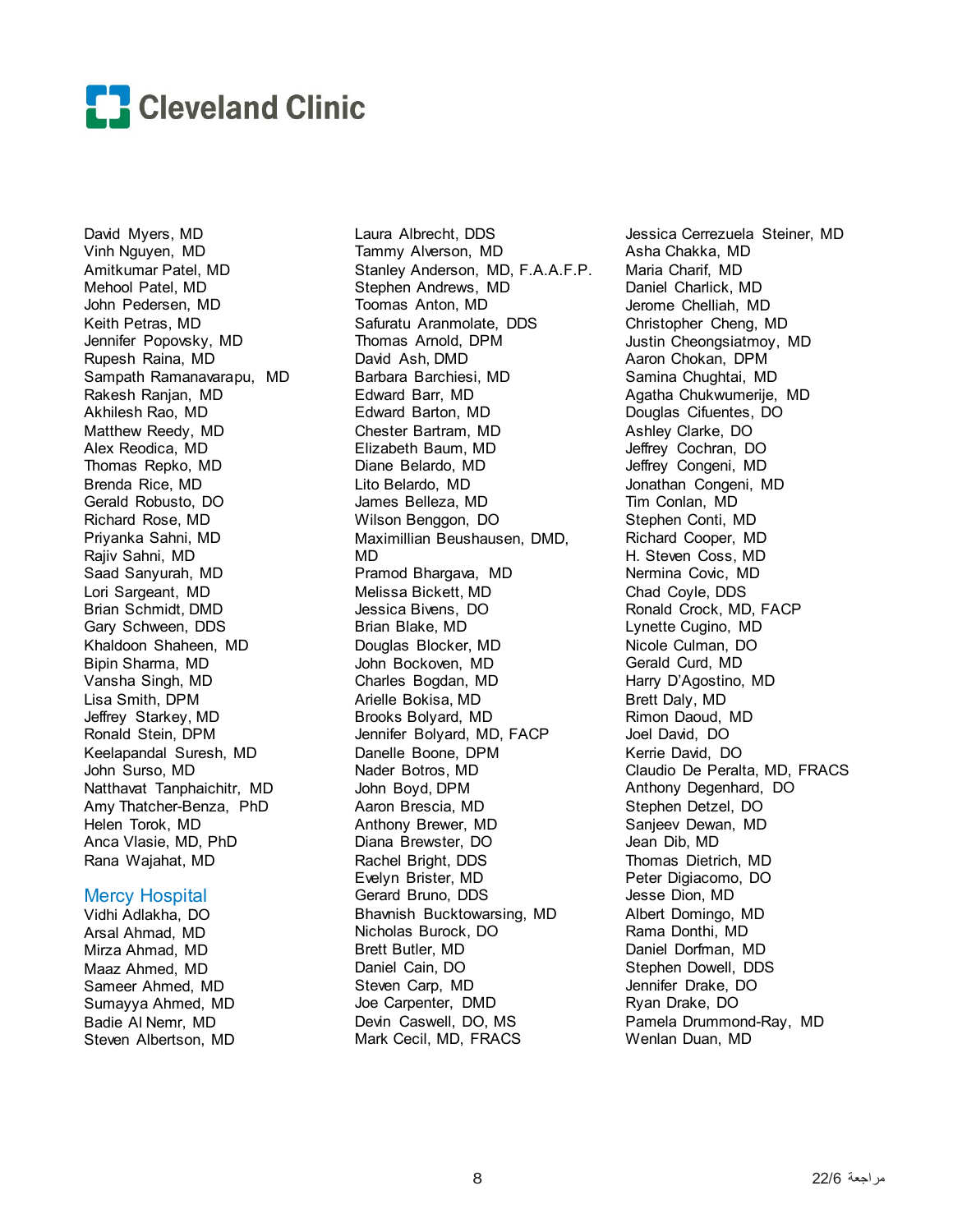David Myers, MD
Vinh Nguyen, MD
Amitkumar Patel, MD
Mehool Patel, MD
John Pedersen, MD
Keith Petras, MD
Jennifer Popovsky, MD
Rupesh Raina, MD
Sampath Ramanavarapu, MD
Rakesh Ranjan, MD
Akhilesh Rao, MD
Matthew Reedy, MD
Alex Reodica, MD
Thomas Repko, MD
Brenda Rice, MD
Gerald Robusto, DO
Richard Rose, MD
Priyanka Sahni, MD
Rajiv Sahni, MD
Saad Sanyurah, MD
Lori Sargeant, MD
Brian Schmidt, DMD
Gary Schween, DDS
Khaldoon Shaheen, MD
Bipin Sharma, MD
Vansha Singh, MD
Lisa Smith, DPM
Jeffrey Starkey, MD
Ronald Stein, DPM
Keelapandal Suresh, MD
John Surso, MD
Natthavat Tanphaichitr, MD
Amy Thatcher-Benza, PhD
Helen Torok, MD
Anca Vlasie, MD, PhD
Rana Wajahat, MD

## Mercy Hospital

Vidhi Adlakha, DO
Arsal Ahmad, MD
Mirza Ahmad, MD
Maaz Ahmed, MD
Sameer Ahmed, MD
Sumayya Ahmed, MD
Badie Al Nemr, MD
Steven Albertson, MD
Laura Albrecht, DDS
Tammy Alverson, MD
Stanley Anderson, MD, F.A.A.F.P.
Stephen Andrews, MD
Toomas Anton, MD
Safuratu Aranmolate, DDS
Thomas Arnold, DPM
David Ash, DMD
Barbara Barchiesi, MD
Edward Barr, MD
Edward Barton, MD
Chester Bartram, MD
Elizabeth Baum, MD
Diane Belardo, MD
Lito Belardo, MD
James Belleza, MD
Wilson Benggon, DO
Maximillian Beushausen, DMD, MD
Pramod Bhargava, MD
Melissa Bickett, MD
Jessica Bivens, DO
Brian Blake, MD
Douglas Blocker, MD
John Bockoven, MD
Charles Bogdan, MD
Arielle Bokisa, MD
Brooks Bolyard, MD
Jennifer Bolyard, MD, FACP
Danelle Boone, DPM
Nader Botros, MD
John Boyd, DPM
Aaron Brescia, MD
Anthony Brewer, MD
Diana Brewster, DO
Rachel Bright, DDS
Evelyn Brister, MD
Gerard Bruno, DDS
Bhavnish Bucktowarsing, MD
Nicholas Burock, DO
Brett Butler, MD
Daniel Cain, DO
Steven Carp, MD
Joe Carpenter, DMD
Devin Caswell, DO, MS
Mark Cecil, MD, FRACS
Jessica Cerrezuela Steiner, MD
Asha Chakka, MD
Maria Charif, MD
Daniel Charlick, MD
Jerome Chelliah, MD
Christopher Cheng, MD
Justin Cheongsiatmoy, MD
Aaron Chokan, DPM
Samina Chughtai, MD
Agatha Chukwumerije, MD
Douglas Cifuentes, DO
Ashley Clarke, DO
Jeffrey Cochran, DO
Jeffrey Congeni, MD
Jonathan Congeni, MD
Tim Conlan, MD
Stephen Conti, MD
Richard Cooper, MD
H. Steven Coss, MD
Nermina Covic, MD
Chad Coyle, DDS
Ronald Crock, MD, FACP
Lynette Cugino, MD
Nicole Culman, DO
Gerald Curd, MD
Harry D'Agostino, MD
Brett Daly, MD
Rimon Daoud, MD
Joel David, DO
Kerrie David, DO
Claudio De Peralta, MD, FRACS
Anthony Degenhard, DO
Stephen Detzel, DO
Sanjeev Dewan, MD
Jean Dib, MD
Thomas Dietrich, MD
Peter Digiacomo, DO
Jesse Dion, MD
Albert Domingo, MD
Rama Donthi, MD
Daniel Dorfman, MD
Stephen Dowell, DDS
Jennifer Drake, DO
Ryan Drake, DO
Pamela Drummond-Ray, MD
Wenlan Duan, MD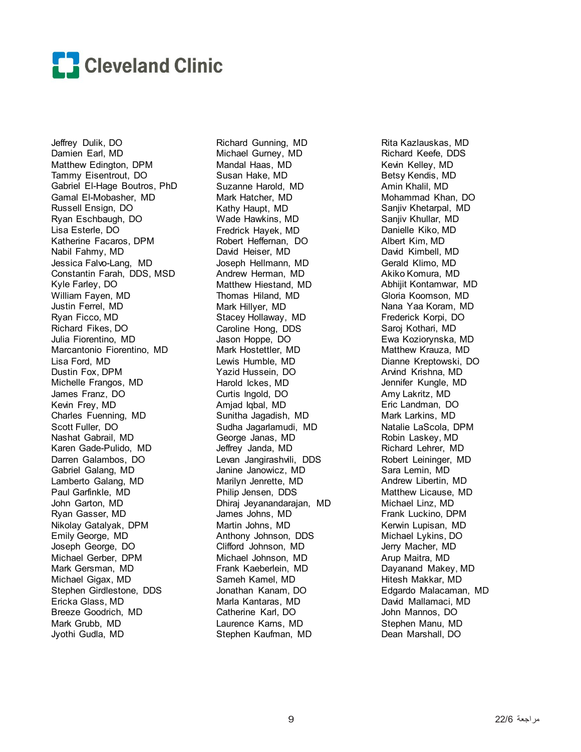Cleveland Clinic

Jeffrey Dulik, DO
Damien Earl, MD
Matthew Edington, DPM
Tammy Eisentrout, DO
Gabriel El-Hage Boutros, PhD
Gamal El-Mobasher, MD
Russell Ensign, DO
Ryan Eschbaugh, DO
Lisa Esterle, DO
Katherine Facaros, DPM
Nabil Fahmy, MD
Jessica Falvo-Lang, MD
Constantin Farah, DDS, MSD
Kyle Farley, DO
William Fayen, MD
Justin Ferrel, MD
Ryan Ficco, MD
Richard Fikes, DO
Julia Fiorentino, MD
Marcantonio Fiorentino, MD
Lisa Ford, MD
Dustin Fox, DPM
Michelle Frangos, MD
James Franz, DO
Kevin Frey, MD
Charles Fuenning, MD
Scott Fuller, DO
Nashat Gabrail, MD
Karen Gade-Pulido, MD
Darren Galambos, DO
Gabriel Galang, MD
Lamberto Galang, MD
Paul Garfinkle, MD
John Garton, MD
Ryan Gasser, MD
Nikolay Gatalyak, DPM
Emily George, MD
Joseph George, DO
Michael Gerber, DPM
Mark Gersman, MD
Michael Gigax, MD
Stephen Girdlestone, DDS
Ericka Glass, MD
Breeze Goodrich, MD
Mark Grubb, MD
Jyothi Gudla, MD
Richard Gunning, MD
Michael Gurney, MD
Mandal Haas, MD
Susan Hake, MD
Suzanne Harold, MD
Mark Hatcher, MD
Kathy Haupt, MD
Wade Hawkins, MD
Fredrick Hayek, MD
Robert Heffernan, DO
David Heiser, MD
Joseph Hellmann, MD
Andrew Herman, MD
Matthew Hiestand, MD
Thomas Hiland, MD
Mark Hillyer, MD
Stacey Hollaway, MD
Caroline Hong, DDS
Jason Hoppe, DO
Mark Hostettler, MD
Lewis Humble, MD
Yazid Hussein, DO
Harold Ickes, MD
Curtis Ingold, DO
Amjad Iqbal, MD
Sunitha Jagadish, MD
Sudha Jagarlamudi, MD
George Janas, MD
Jeffrey Janda, MD
Levan Jangirashvili, DDS
Janine Janowicz, MD
Marilyn Jenrette, MD
Philip Jensen, DDS
Dhiraj Jeyanandarajan, MD
James Johns, MD
Martin Johns, MD
Anthony Johnson, DDS
Clifford Johnson, MD
Michael Johnson, MD
Frank Kaeberlein, MD
Sameh Kamel, MD
Jonathan Kanam, DO
Marla Kantaras, MD
Catherine Karl, DO
Laurence Karns, MD
Stephen Kaufman, MD
Rita Kazlauskas, MD
Richard Keefe, DDS
Kevin Kelley, MD
Betsy Kendis, MD
Amin Khalil, MD
Mohammad Khan, DO
Sanjiv Khetarpal, MD
Sanjiv Khullar, MD
Danielle Kiko, MD
Albert Kim, MD
David Kimbell, MD
Gerald Klimo, MD
Akiko Komura, MD
Abhijit Kontamwar, MD
Gloria Koomson, MD
Nana Yaa Koram, MD
Frederick Korpi, DO
Saroj Kothari, MD
Ewa Koziorynska, MD
Matthew Krauza, MD
Dianne Kreptowski, DO
Arvind Krishna, MD
Jennifer Kungle, MD
Amy Lakritz, MD
Eric Landman, DO
Mark Larkins, MD
Natalie LaScola, DPM
Robin Laskey, MD
Richard Lehrer, MD
Robert Leininger, MD
Sara Lemin, MD
Andrew Libertin, MD
Matthew Licause, MD
Michael Linz, MD
Frank Luckino, DPM
Kerwin Lupisan, MD
Michael Lykins, DO
Jerry Macher, MD
Arup Maitra, MD
Dayanand Makey, MD
Hitesh Makkar, MD
Edgardo Malacaman, MD
David Mallamaci, MD
John Mannos, DO
Stephen Manu, MD
Dean Marshall, DO

مراجعة 22/6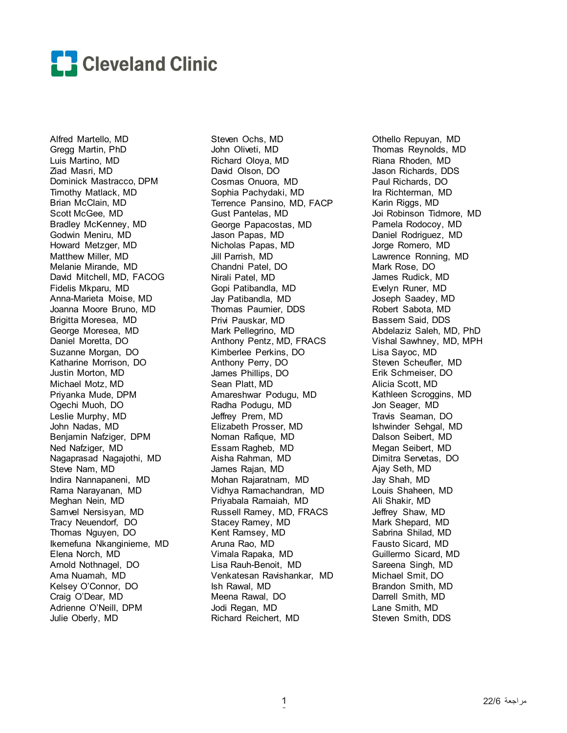# Cleveland Clinic

Alfred Martello, MD
Gregg Martin, PhD
Luis Martino, MD
Ziad Masri, MD
Dominick Mastracco, DPM
Timothy Matlack, MD
Brian McClain, MD
Scott McGee, MD
Bradley McKenney, MD
Godwin Meniru, MD
Howard Metzger, MD
Matthew Miller, MD
Melanie Mirande, MD
David Mitchell, MD, FACOG
Fidelis Mkparu, MD
Anna-Marieta Moise, MD
Joanna Moore Bruno, MD
Brigitta Moresea, MD
George Moresea, MD
Daniel Moretta, DO
Suzanne Morgan, DO
Katharine Morrison, DO
Justin Morton, MD
Michael Motz, MD
Priyanka Mude, DPM
Ogechi Muoh, DO
Leslie Murphy, MD
John Nadas, MD
Benjamin Nafziger, DPM
Ned Nafziger, MD
Nagaprasad Nagajothi, MD
Steve Nam, MD
Indira Nannapaneni, MD
Rama Narayanan, MD
Meghan Nein, MD
Samvel Nersisyan, MD
Tracy Neuendorf, DO
Thomas Nguyen, DO
Ikemefuna Nkanginieme, MD
Elena Norch, MD
Arnold Nothnagel, DO
Ama Nuamah, MD
Kelsey O'Connor, DO
Craig O'Dear, MD
Adrienne O'Neill, DPM
Julie Oberly, MD

Steven Ochs, MD
John Oliveti, MD
Richard Oloya, MD
David Olson, DO
Cosmas Onuora, MD
Sophia Pachydaki, MD
Terrence Pansino, MD, FACP
Gust Pantelas, MD
George Papacostas, MD
Jason Papas, MD
Nicholas Papas, MD
Jill Parrish, MD
Chandni Patel, DO
Nirali Patel, MD
Gopi Patibandla, MD
Jay Patibandla, MD
Thomas Paumier, DDS
Privi Pauskar, MD
Mark Pellegrino, MD
Anthony Pentz, MD, FRACS
Kimberlee Perkins, DO
Anthony Perry, DO
James Phillips, DO
Sean Platt, MD
Amareshwar Podugu, MD
Radha Podugu, MD
Jeffrey Prem, MD
Elizabeth Prosser, MD
Noman Rafique, MD
Essam Ragheb, MD
Aisha Rahman, MD
James Rajan, MD
Mohan Rajaratnam, MD
Vidhya Ramachandran, MD
Priyabala Ramaiah, MD
Russell Ramey, MD, FRACS
Stacey Ramey, MD
Kent Ramsey, MD
Aruna Rao, MD
Vimala Rapaka, MD
Lisa Rauh-Benoit, MD
Venkatesan Ravishankar, MD
Ish Rawal, MD
Meena Rawal, DO
Jodi Regan, MD
Richard Reichert, MD

Othello Repuyan, MD
Thomas Reynolds, MD
Riana Rhoden, MD
Jason Richards, DDS
Paul Richards, DO
Ira Richterman, MD
Karin Riggs, MD
Joi Robinson Tidmore, MD
Pamela Rodocoy, MD
Daniel Rodriguez, MD
Jorge Romero, MD
Lawrence Ronning, MD
Mark Rose, DO
James Rudick, MD
Evelyn Runer, MD
Joseph Saadey, MD
Robert Sabota, MD
Bassem Said, DDS
Abdelaziz Saleh, MD, PhD
Vishal Sawhney, MD, MPH
Lisa Sayoc, MD
Steven Scheufler, MD
Erik Schmeiser, DO
Alicia Scott, MD
Kathleen Scroggins, MD
Jon Seager, MD
Travis Seaman, DO
Ishwinder Sehgal, MD
Dalson Seibert, MD
Megan Seibert, MD
Dimitra Servetas, DO
Ajay Seth, MD
Jay Shah, MD
Louis Shaheen, MD
Ali Shakir, MD
Jeffrey Shaw, MD
Mark Shepard, MD
Sabrina Shilad, MD
Fausto Sicard, MD
Guillermo Sicard, MD
Sareena Singh, MD
Michael Smit, DO
Brandon Smith, MD
Darrell Smith, MD
Lane Smith, MD
Steven Smith, DDS

مراجعة 22/6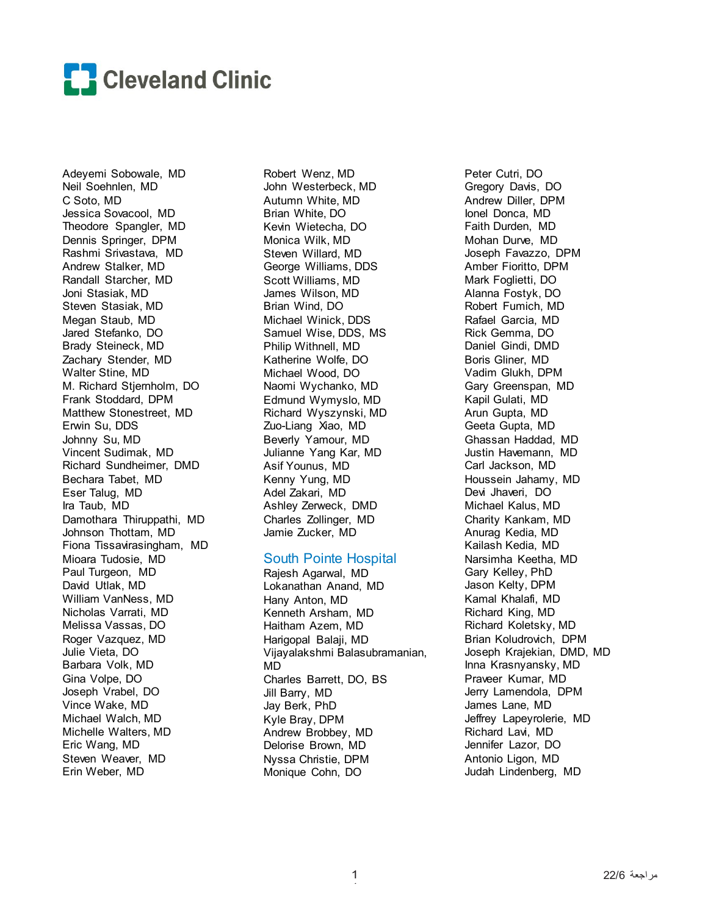Adeyemi Sobowale, MD
Neil Soehnlen, MD
C Soto, MD
Jessica Sovacool, MD
Theodore Spangler, MD
Dennis Springer, DPM
Rashmi Srivastava, MD
Andrew Stalker, MD
Randall Starcher, MD
Joni Stasiak, MD
Steven Stasiak, MD
Megan Staub, MD
Jared Stefanko, DO
Brady Steineck, MD
Zachary Stender, MD
Walter Stine, MD
M. Richard Stjernholm, DO
Frank Stoddard, DPM
Matthew Stonestreet, MD
Erwin Su, DDS
Johnny Su, MD
Vincent Sudimak, MD
Richard Sundheimer, DMD
Bechara Tabet, MD
Eser Talug, MD
Ira Taub, MD
Damothara Thiruppathi, MD
Johnson Thottam, MD
Fiona Tissavirasingham, MD
Mioara Tudosie, MD
Paul Turgeon, MD
David Utlak, MD
William VanNess, MD
Nicholas Varrati, MD
Melissa Vassas, DO
Roger Vazquez, MD
Julie Vieta, DO
Barbara Volk, MD
Gina Volpe, DO
Joseph Vrabel, DO
Vince Wake, MD
Michael Walch, MD
Michelle Walters, MD
Eric Wang, MD
Steven Weaver, MD
Erin Weber, MD
Robert Wenz, MD
John Westerbeck, MD
Autumn White, MD
Brian White, DO
Kevin Wietecha, DO
Monica Wilk, MD
Steven Willard, MD
George Williams, DDS
Scott Williams, MD
James Wilson, MD
Brian Wind, DO
Michael Winick, DDS
Samuel Wise, DDS, MS
Philip Withnell, MD
Katherine Wolfe, DO
Michael Wood, DO
Naomi Wychanko, MD
Edmund Wymyslo, MD
Richard Wyszynski, MD
Zuo-Liang Xiao, MD
Beverly Yamour, MD
Julianne Yang Kar, MD
Asif Younus, MD
Kenny Yung, MD
Adel Zakari, MD
Ashley Zerweck, DMD
Charles Zollinger, MD
Jamie Zucker, MD

## South Pointe Hospital

Rajesh Agarwal, MD
Lokanathan Anand, MD
Hany Anton, MD
Kenneth Arsham, MD
Haitham Azem, MD
Harigopal Balaji, MD
Vijayalakshmi Balasubramanian, MD
Charles Barrett, DO, BS
Jill Barry, MD
Jay Berk, PhD
Kyle Bray, DPM
Andrew Brobbey, MD
Delorise Brown, MD
Nyssa Christie, DPM
Monique Cohn, DO
Peter Cutri, DO
Gregory Davis, DO
Andrew Diller, DPM
Ionel Donca, MD
Faith Durden, MD
Mohan Durve, MD
Joseph Favazzo, DPM
Amber Fioritto, DPM
Mark Foglietti, DO
Alanna Fostyk, DO
Robert Fumich, MD
Rafael Garcia, MD
Rick Gemma, DO
Daniel Gindi, DMD
Boris Gliner, MD
Vadim Glukh, DPM
Gary Greenspan, MD
Kapil Gulati, MD
Arun Gupta, MD
Geeta Gupta, MD
Ghassan Haddad, MD
Justin Havemann, MD
Carl Jackson, MD
Houssein Jahamy, MD
Devi Jhaveri, DO
Michael Kalus, MD
Charity Kankam, MD
Anurag Kedia, MD
Kailash Kedia, MD
Narsimha Keetha, MD
Gary Kelley, PhD
Jason Kelty, DPM
Kamal Khalafi, MD
Richard King, MD
Richard Koletsky, MD
Brian Koludrovich, DPM
Joseph Krajekian, DMD, MD
Inna Krasnyansky, MD
Praveer Kumar, MD
Jerry Lamendola, DPM
James Lane, MD
Jeffrey Lapeyrolerie, MD
Richard Lavi, MD
Jennifer Lazor, DO
Antonio Ligon, MD
Judah Lindenberg, MD

مراجعة 22/6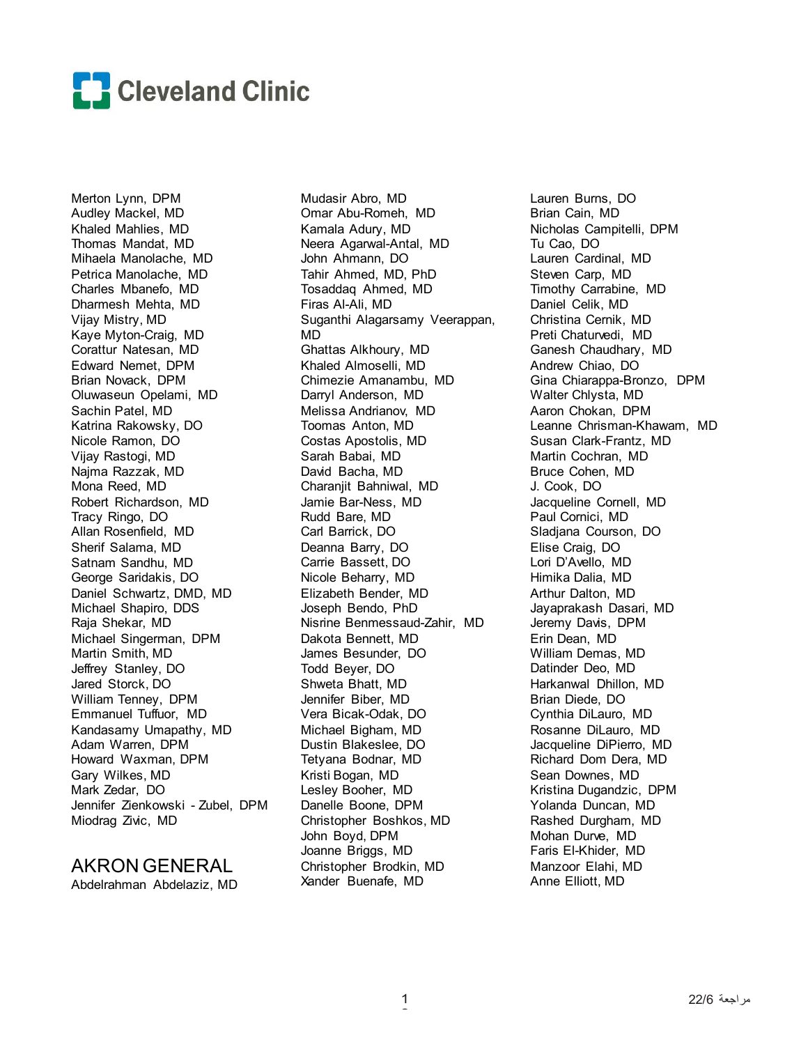# Cleveland Clinic

Merton Lynn, DPM
Audley Mackel, MD
Khaled Mahlies, MD
Thomas Mandat, MD
Mihaela Manolache, MD
Petrica Manolache, MD
Charles Mbanefo, MD
Dharmesh Mehta, MD
Vijay Mistry, MD
Kaye Myton-Craig, MD
Corattur Natesan, MD
Edward Nemet, DPM
Brian Novack, DPM
Oluwaseun Opelami, MD
Sachin Patel, MD
Katrina Rakowsky, DO
Nicole Ramon, DO
Vijay Rastogi, MD
Najma Razzak, MD
Mona Reed, MD
Robert Richardson, MD
Tracy Ringo, DO
Allan Rosenfield, MD
Sherif Salama, MD
Satnam Sandhu, MD
George Saridakis, DO
Daniel Schwartz, DMD, MD
Michael Shapiro, DDS
Raja Shekar, MD
Michael Singerman, DPM
Martin Smith, MD
Jeffrey Stanley, DO
Jared Storck, DO
William Tenney, DPM
Emmanuel Tuffuor, MD
Kandasamy Umapathy, MD
Adam Warren, DPM
Howard Waxman, DPM
Gary Wilkes, MD
Mark Zedar, DO
Jennifer Zienkowski - Zubel, DPM
Miodrag Zivic, MD

## AKRON GENERAL

Abdelrahman Abdelaziz, MD
Mudasir Abro, MD
Omar Abu-Romeh, MD
Kamala Adury, MD
Neera Agarwal-Antal, MD
John Ahmann, DO
Tahir Ahmed, MD, PhD
Tosaddaq Ahmed, MD
Firas Al-Ali, MD
Suganthi Alagarsamy Veerappan, MD
Ghattas Alkhoury, MD
Khaled Almoselli, MD
Chimezie Amanambu, MD
Darryl Anderson, MD
Melissa Andrianov, MD
Toomas Anton, MD
Costas Apostolis, MD
Sarah Babai, MD
David Bacha, MD
Charanjit Bahniwal, MD
Jamie Bar-Ness, MD
Rudd Bare, MD
Carl Barrick, DO
Deanna Barry, DO
Carrie Bassett, DO
Nicole Beharry, MD
Elizabeth Bender, MD
Joseph Bendo, PhD
Nisrine Benmessaud-Zahir, MD
Dakota Bennett, MD
James Besunder, DO
Todd Beyer, DO
Shweta Bhatt, MD
Jennifer Biber, MD
Vera Bicak-Odak, DO
Michael Bigham, MD
Dustin Blakeslee, DO
Tetyana Bodnar, MD
Kristi Bogan, MD
Lesley Booher, MD
Danelle Boone, DPM
Christopher Boshkos, MD
John Boyd, DPM
Joanne Briggs, MD
Christopher Brodkin, MD
Xander Buenafe, MD
Lauren Burns, DO
Brian Cain, MD
Nicholas Campitelli, DPM
Tu Cao, DO
Lauren Cardinal, MD
Steven Carp, MD
Timothy Carrabine, MD
Daniel Celik, MD
Christina Cernik, MD
Preti Chaturvedi, MD
Ganesh Chaudhary, MD
Andrew Chiao, DO
Gina Chiarappa-Bronzo, DPM
Walter Chlysta, MD
Aaron Chokan, DPM
Leanne Chrisman-Khawam, MD
Susan Clark-Frantz, MD
Martin Cochran, MD
Bruce Cohen, MD
J. Cook, DO
Jacqueline Cornell, MD
Paul Cornici, MD
Sladjana Courson, DO
Elise Craig, DO
Lori D'Avello, MD
Himika Dalia, MD
Arthur Dalton, MD
Jayaprakash Dasari, MD
Jeremy Davis, DPM
Erin Dean, MD
William Demas, MD
Datinder Deo, MD
Harkanwal Dhillon, MD
Brian Diede, DO
Cynthia DiLauro, MD
Rosanne DiLauro, MD
Jacqueline DiPierro, MD
Richard Dom Dera, MD
Sean Downes, MD
Kristina Dugandzic, DPM
Yolanda Duncan, MD
Rashed Durgham, MD
Mohan Durve, MD
Faris El-Khider, MD
Manzoor Elahi, MD
Anne Elliott, MD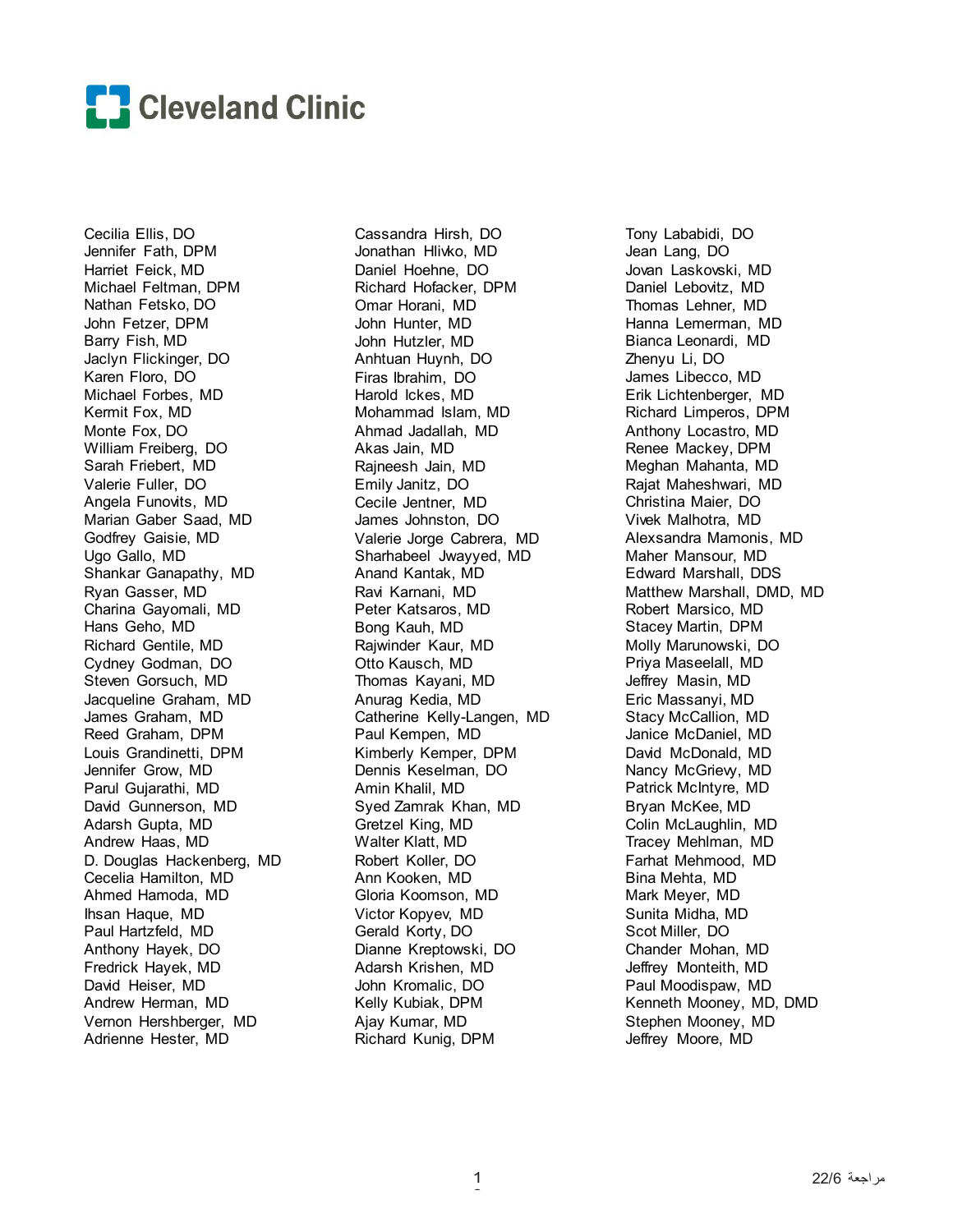Cecilia Ellis, DO
Jennifer Fath, DPM
Harriet Feick, MD
Michael Feltman, DPM
Nathan Fetsko, DO
John Fetzer, DPM
Barry Fish, MD
Jaclyn Flickinger, DO
Karen Floro, DO
Michael Forbes, MD
Kermit Fox, MD
Monte Fox, DO
William Freiberg, DO
Sarah Friebert, MD
Valerie Fuller, DO
Angela Funovits, MD
Marian Gaber Saad, MD
Godfrey Gaisie, MD
Ugo Gallo, MD
Shankar Ganapathy, MD
Ryan Gasser, MD
Charina Gayomali, MD
Hans Geho, MD
Richard Gentile, MD
Cydney Godman, DO
Steven Gorsuch, MD
Jacqueline Graham, MD
James Graham, MD
Reed Graham, DPM
Louis Grandinetti, DPM
Jennifer Grow, MD
Parul Gujarathi, MD
David Gunnerson, MD
Adarsh Gupta, MD
Andrew Haas, MD
D. Douglas Hackenberg, MD
Cecelia Hamilton, MD
Ahmed Hamoda, MD
Ihsan Haque, MD
Paul Hartzfeld, MD
Anthony Hayek, DO
Fredrick Hayek, MD
David Heiser, MD
Andrew Herman, MD
Vernon Hershberger, MD
Adrienne Hester, MD
Cassandra Hirsh, DO
Jonathan Hlivko, MD
Daniel Hoehne, DO
Richard Hofacker, DPM
Omar Horani, MD
John Hunter, MD
John Hutzler, MD
Anhtuan Huynh, DO
Firas Ibrahim, DO
Harold Ickes, MD
Mohammad Islam, MD
Ahmad Jadallah, MD
Akas Jain, MD
Rajneesh Jain, MD
Emily Janitz, DO
Cecile Jentner, MD
James Johnston, DO
Valerie Jorge Cabrera, MD
Sharhabeel Jwayyed, MD
Anand Kantak, MD
Ravi Karnani, MD
Peter Katsaros, MD
Bong Kauh, MD
Rajwinder Kaur, MD
Otto Kausch, MD
Thomas Kayani, MD
Anurag Kedia, MD
Catherine Kelly-Langen, MD
Paul Kempen, MD
Kimberly Kemper, DPM
Dennis Keselman, DO
Amin Khalil, MD
Syed Zamrak Khan, MD
Gretzel King, MD
Walter Klatt, MD
Robert Koller, DO
Ann Kooken, MD
Gloria Koomson, MD
Victor Kopyev, MD
Gerald Korty, DO
Dianne Kreptowski, DO
Adarsh Krishen, MD
John Kromalic, DO
Kelly Kubiak, DPM
Ajay Kumar, MD
Richard Kunig, DPM
Tony Lababidi, DO
Jean Lang, DO
Jovan Laskovski, MD
Daniel Lebovitz, MD
Thomas Lehner, MD
Hanna Lemerman, MD
Bianca Leonardi, MD
Zhenyu Li, DO
James Libecco, MD
Erik Lichtenberger, MD
Richard Limperos, DPM
Anthony Locastro, MD
Renee Mackey, DPM
Meghan Mahanta, MD
Rajat Maheshwari, MD
Christina Maier, DO
Vivek Malhotra, MD
Alexsandra Mamonis, MD
Maher Mansour, MD
Edward Marshall, DDS
Matthew Marshall, DMD, MD
Robert Marsico, MD
Stacey Martin, DPM
Molly Marunowski, DO
Priya Maseelall, MD
Jeffrey Masin, MD
Eric Massanyi, MD
Stacy McCallion, MD
Janice McDaniel, MD
David McDonald, MD
Nancy McGrievy, MD
Patrick McIntyre, MD
Bryan McKee, MD
Colin McLaughlin, MD
Tracey Mehlman, MD
Farhat Mehmood, MD
Bina Mehta, MD
Mark Meyer, MD
Sunita Midha, MD
Scot Miller, DO
Chander Mohan, MD
Jeffrey Monteith, MD
Paul Moodispaw, MD
Kenneth Mooney, MD, DMD
Stephen Mooney, MD
Jeffrey Moore, MD

مراجعة 22/6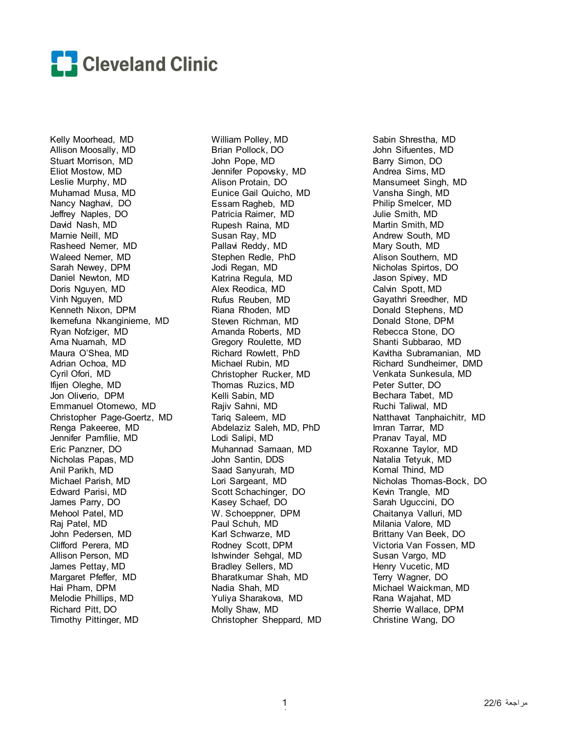# Cleveland Clinic

Kelly Moorhead, MD
Allison Moosally, MD
Stuart Morrison, MD
Eliot Mostow, MD
Leslie Murphy, MD
Muhamad Musa, MD
Nancy Naghavi, DO
Jeffrey Naples, DO
David Nash, MD
Marnie Neill, MD
Rasheed Nemer, MD
Waleed Nemer, MD
Sarah Newey, DPM
Daniel Newton, MD
Doris Nguyen, MD
Vinh Nguyen, MD
Kenneth Nixon, DPM
Ikemefuna Nkanginieme, MD
Ryan Nofziger, MD
Ama Nuamah, MD
Maura O'Shea, MD
Adrian Ochoa, MD
Cyril Ofori, MD
Ifijen Oleghe, MD
Jon Oliverio, DPM
Emmanuel Otomewo, MD
Christopher Page-Goertz, MD
Renga Pakeeree, MD
Jennifer Pamfilie, MD
Eric Panzner, DO
Nicholas Papas, MD
Anil Parikh, MD
Michael Parish, MD
Edward Parisi, MD
James Parry, DO
Mehool Patel, MD
Raj Patel, MD
John Pedersen, MD
Clifford Perera, MD
Allison Person, MD
James Pettay, MD
Margaret Pfeffer, MD
Hai Pham, DPM
Melodie Phillips, MD
Richard Pitt, DO
Timothy Pittinger, MD
William Polley, MD
Brian Pollock, DO
John Pope, MD
Jennifer Popovsky, MD
Alison Protain, DO
Eunice Gail Quicho, MD
Essam Ragheb, MD
Patricia Raimer, MD
Rupesh Raina, MD
Susan Ray, MD
Pallavi Reddy, MD
Stephen Redle, PhD
Jodi Regan, MD
Katrina Regula, MD
Alex Reodica, MD
Rufus Reuben, MD
Riana Rhoden, MD
Steven Richman, MD
Amanda Roberts, MD
Gregory Roulette, MD
Richard Rowlett, PhD
Michael Rubin, MD
Christopher Rucker, MD
Thomas Ruzics, MD
Kelli Sabin, MD
Rajiv Sahni, MD
Tariq Saleem, MD
Abdelaziz Saleh, MD, PhD
Lodi Salipi, MD
Muhannad Samaan, MD
John Santin, DDS
Saad Sanyurah, MD
Lori Sargeant, MD
Scott Schachinger, DO
Kasey Schaef, DO
W. Schoeppner, DPM
Paul Schuh, MD
Karl Schwarze, MD
Rodney Scott, DPM
Ishwinder Sehgal, MD
Bradley Sellers, MD
Bharatkumar Shah, MD
Nadia Shah, MD
Yuliya Sharakova, MD
Molly Shaw, MD
Christopher Sheppard, MD
Sabin Shrestha, MD
John Sifuentes, MD
Barry Simon, DO
Andrea Sims, MD
Mansumeet Singh, MD
Vansha Singh, MD
Philip Smelcer, MD
Julie Smith, MD
Martin Smith, MD
Andrew South, MD
Mary South, MD
Alison Southern, MD
Nicholas Spirtos, DO
Jason Spivey, MD
Calvin Spott, MD
Gayathri Sreedher, MD
Donald Stephens, MD
Donald Stone, DPM
Rebecca Stone, DO
Shanti Subbarao, MD
Kavitha Subramanian, MD
Richard Sundheimer, DMD
Venkata Sunkesula, MD
Peter Sutter, DO
Bechara Tabet, MD
Ruchi Taliwal, MD
Natthavat Tanphaichitr, MD
Imran Tarrar, MD
Pranav Tayal, MD
Roxanne Taylor, MD
Natalia Tetyuk, MD
Komal Thind, MD
Nicholas Thomas-Bock, DO
Kevin Trangle, MD
Sarah Uguccini, DO
Chaitanya Valluri, MD
Milania Valore, MD
Brittany Van Beek, DO
Victoria Van Fossen, MD
Susan Vargo, MD
Henry Vucetic, MD
Terry Wagner, DO
Michael Waickman, MD
Rana Wajahat, MD
Sherrie Wallace, DPM
Christine Wang, DO

مراجعة 22/6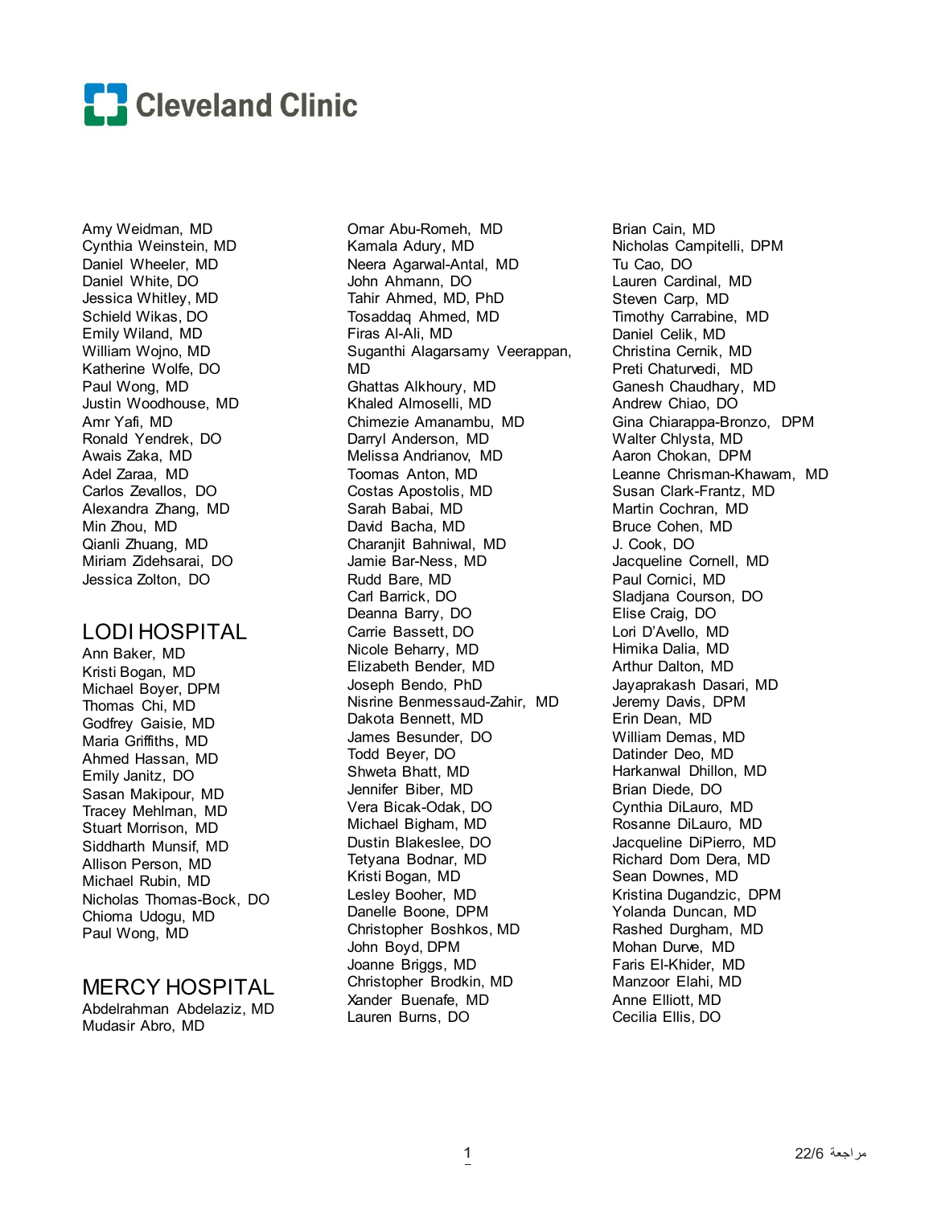Cleveland Clinic

Amy Weidman, MD
Cynthia Weinstein, MD
Daniel Wheeler, MD
Daniel White, DO
Jessica Whitley, MD
Schield Wikas, DO
Emily Wiland, MD
William Wojno, MD
Katherine Wolfe, DO
Paul Wong, MD
Justin Woodhouse, MD
Amr Yafi, MD
Ronald Yendrek, DO
Awais Zaka, MD
Adel Zaraa, MD
Carlos Zevallos, DO
Alexandra Zhang, MD
Min Zhou, MD
Qianli Zhuang, MD
Miriam Zidehsarai, DO
Jessica Zolton, DO

## LODI HOSPITAL

Ann Baker, MD
Kristi Bogan, MD
Michael Boyer, DPM
Thomas Chi, MD
Godfrey Gaisie, MD
Maria Griffiths, MD
Ahmed Hassan, MD
Emily Janitz, DO
Sasan Makipour, MD
Tracey Mehlman, MD
Stuart Morrison, MD
Siddharth Munsif, MD
Allison Person, MD
Michael Rubin, MD
Nicholas Thomas-Bock, DO
Chioma Udogu, MD
Paul Wong, MD

## MERCY HOSPITAL

Abdelrahman Abdelaziz, MD
Mudasir Abro, MD
Omar Abu-Romeh, MD
Kamala Adury, MD
Neera Agarwal-Antal, MD
John Ahmann, DO
Tahir Ahmed, MD, PhD
Tosaddaq Ahmed, MD
Firas Al-Ali, MD
Suganthi Alagarsamy Veerappan, MD
Ghattas Alkhoury, MD
Khaled Almoselli, MD
Chimezie Amanambu, MD
Darryl Anderson, MD
Melissa Andrianov, MD
Toomas Anton, MD
Costas Apostolis, MD
Sarah Babai, MD
David Bacha, MD
Charanjit Bahniwal, MD
Jamie Bar-Ness, MD
Rudd Bare, MD
Carl Barrick, DO
Deanna Barry, DO
Carrie Bassett, DO
Nicole Beharry, MD
Elizabeth Bender, MD
Joseph Bendo, PhD
Nisrine Benmessaud-Zahir, MD
Dakota Bennett, MD
James Besunder, DO
Todd Beyer, DO
Shweta Bhatt, MD
Jennifer Biber, MD
Vera Bicak-Odak, DO
Michael Bigham, MD
Dustin Blakeslee, DO
Tetyana Bodnar, MD
Kristi Bogan, MD
Lesley Booher, MD
Danelle Boone, DPM
Christopher Boshkos, MD
John Boyd, DPM
Joanne Briggs, MD
Christopher Brodkin, MD
Xander Buenafe, MD
Lauren Burns, DO
Brian Cain, MD
Nicholas Campitelli, DPM
Tu Cao, DO
Lauren Cardinal, MD
Steven Carp, MD
Timothy Carrabine, MD
Daniel Celik, MD
Christina Cernik, MD
Preti Chaturvedi, MD
Ganesh Chaudhary, MD
Andrew Chiao, DO
Gina Chiarappa-Bronzo, DPM
Walter Chlysta, MD
Aaron Chokan, DPM
Leanne Chrisman-Khawam, MD
Susan Clark-Frantz, MD
Martin Cochran, MD
Bruce Cohen, MD
J. Cook, DO
Jacqueline Cornell, MD
Paul Cornici, MD
Sladjana Courson, DO
Elise Craig, DO
Lori D'Avello, MD
Himika Dalia, MD
Arthur Dalton, MD
Jayaprakash Dasari, MD
Jeremy Davis, DPM
Erin Dean, MD
William Demas, MD
Datinder Deo, MD
Harkanwal Dhillon, MD
Brian Diede, DO
Cynthia DiLauro, MD
Rosanne DiLauro, MD
Jacqueline DiPierro, MD
Richard Dom Dera, MD
Sean Downes, MD
Kristina Dugandzic, DPM
Yolanda Duncan, MD
Rashed Durgham, MD
Mohan Durve, MD
Faris El-Khider, MD
Manzoor Elahi, MD
Anne Elliott, MD
Cecilia Ellis, DO

مراجعة 22/6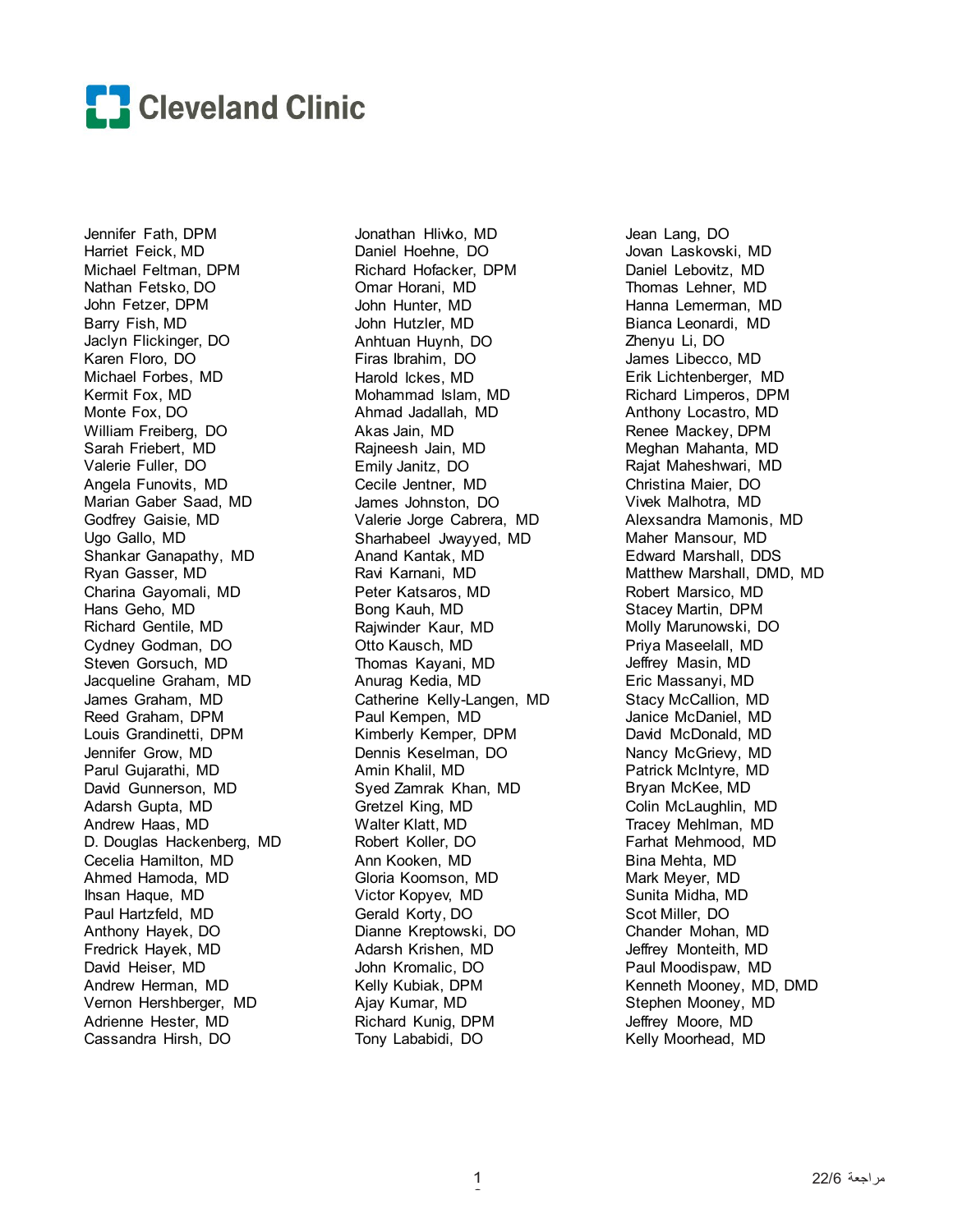Cleveland Clinic

Jennifer Fath, DPM
Harriet Feick, MD
Michael Feltman, DPM
Nathan Fetsko, DO
John Fetzer, DPM
Barry Fish, MD
Jaclyn Flickinger, DO
Karen Floro, DO
Michael Forbes, MD
Kermit Fox, MD
Monte Fox, DO
William Freiberg, DO
Sarah Friebert, MD
Valerie Fuller, DO
Angela Funovits, MD
Marian Gaber Saad, MD
Godfrey Gaisie, MD
Ugo Gallo, MD
Shankar Ganapathy, MD
Ryan Gasser, MD
Charina Gayomali, MD
Hans Geho, MD
Richard Gentile, MD
Cydney Godman, DO
Steven Gorsuch, MD
Jacqueline Graham, MD
James Graham, MD
Reed Graham, DPM
Louis Grandinetti, DPM
Jennifer Grow, MD
Parul Gujarathi, MD
David Gunnerson, MD
Adarsh Gupta, MD
Andrew Haas, MD
D. Douglas Hackenberg, MD
Cecelia Hamilton, MD
Ahmed Hamoda, MD
Ihsan Haque, MD
Paul Hartzfeld, MD
Anthony Hayek, DO
Fredrick Hayek, MD
David Heiser, MD
Andrew Herman, MD
Vernon Hershberger, MD
Adrienne Hester, MD
Cassandra Hirsh, DO

Jonathan Hlivko, MD
Daniel Hoehne, DO
Richard Hofacker, DPM
Omar Horani, MD
John Hunter, MD
John Hutzler, MD
Anhtuan Huynh, DO
Firas Ibrahim, DO
Harold Ickes, MD
Mohammad Islam, MD
Ahmad Jadallah, MD
Akas Jain, MD
Rajneesh Jain, MD
Emily Janitz, DO
Cecile Jentner, MD
James Johnston, DO
Valerie Jorge Cabrera, MD
Sharhabeel Jwayyed, MD
Anand Kantak, MD
Ravi Karnani, MD
Peter Katsaros, MD
Bong Kauh, MD
Rajwinder Kaur, MD
Otto Kausch, MD
Thomas Kayani, MD
Anurag Kedia, MD
Catherine Kelly-Langen, MD
Paul Kempen, MD
Kimberly Kemper, DPM
Dennis Keselman, DO
Amin Khalil, MD
Syed Zamrak Khan, MD
Gretzel King, MD
Walter Klatt, MD
Robert Koller, DO
Ann Kooken, MD
Gloria Koomson, MD
Victor Kopyev, MD
Gerald Korty, DO
Dianne Kreptowski, DO
Adarsh Krishen, MD
John Kromalic, DO
Kelly Kubiak, DPM
Ajay Kumar, MD
Richard Kunig, DPM
Tony Lababidi, DO

Jean Lang, DO
Jovan Laskovski, MD
Daniel Lebovitz, MD
Thomas Lehner, MD
Hanna Lemerman, MD
Bianca Leonardi, MD
Zhenyu Li, DO
James Libecco, MD
Erik Lichtenberger, MD
Richard Limperos, DPM
Anthony Locastro, MD
Renee Mackey, DPM
Meghan Mahanta, MD
Rajat Maheshwari, MD
Christina Maier, DO
Vivek Malhotra, MD
Alexsandra Mamonis, MD
Maher Mansour, MD
Edward Marshall, DDS
Matthew Marshall, DMD, MD
Robert Marsico, MD
Stacey Martin, DPM
Molly Marunowski, DO
Priya Maseelall, MD
Jeffrey Masin, MD
Eric Massanyi, MD
Stacy McCallion, MD
Janice McDaniel, MD
David McDonald, MD
Nancy McGriewy, MD
Patrick McIntyre, MD
Bryan McKee, MD
Colin McLaughlin, MD
Tracey Mehlman, MD
Farhat Mehmood, MD
Bina Mehta, MD
Mark Meyer, MD
Sunita Midha, MD
Scot Miller, DO
Chander Mohan, MD
Jeffrey Monteith, MD
Paul Moodispaw, MD
Kenneth Mooney, MD, DMD
Stephen Mooney, MD
Jeffrey Moore, MD
Kelly Moorhead, MD

مراجعة 22/6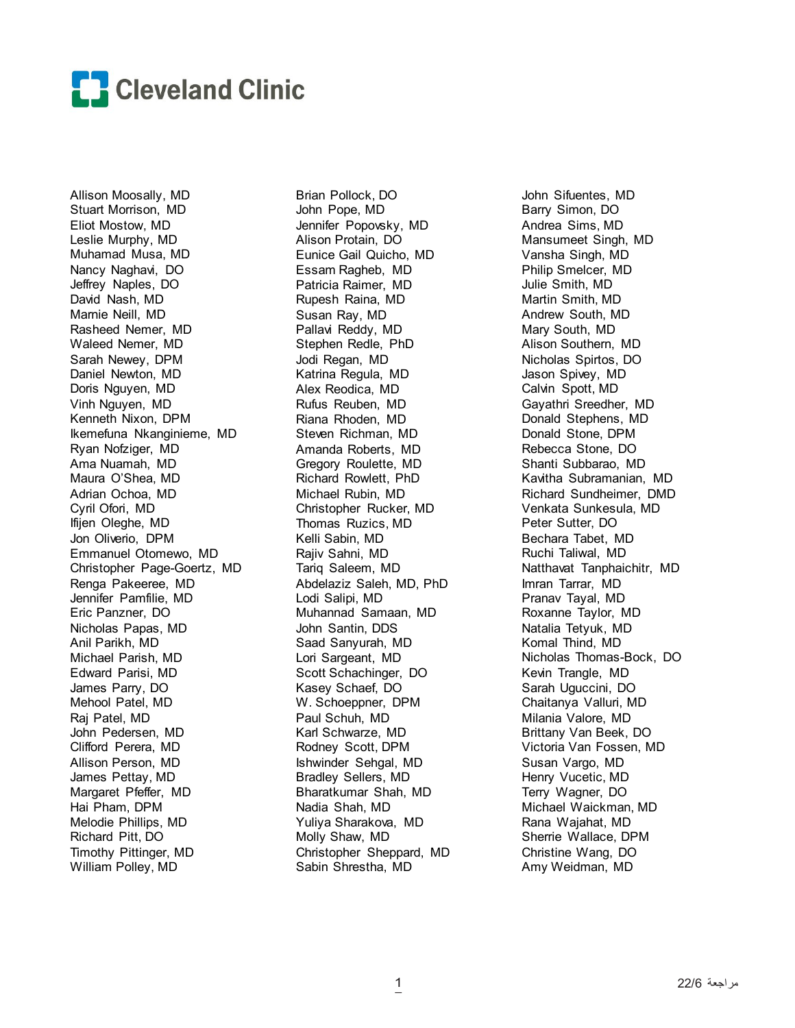Allison Moosally, MD
Stuart Morrison, MD
Eliot Mostow, MD
Leslie Murphy, MD
Muhamad Musa, MD
Nancy Naghavi, DO
Jeffrey Naples, DO
David Nash, MD
Marnie Neill, MD
Rasheed Nemer, MD
Waleed Nemer, MD
Sarah Newey, DPM
Daniel Newton, MD
Doris Nguyen, MD
Vinh Nguyen, MD
Kenneth Nixon, DPM
Ikemefuna Nkanginieme, MD
Ryan Nofziger, MD
Ama Nuamah, MD
Maura O'Shea, MD
Adrian Ochoa, MD
Cyril Ofori, MD
Ifijen Oleghe, MD
Jon Oliverio, DPM
Emmanuel Otomewo, MD
Christopher Page-Goertz, MD
Renga Pakeeree, MD
Jennifer Pamfilie, MD
Eric Panzner, DO
Nicholas Papas, MD
Anil Parikh, MD
Michael Parish, MD
Edward Parisi, MD
James Parry, DO
Mehool Patel, MD
Raj Patel, MD
John Pedersen, MD
Clifford Perera, MD
Allison Person, MD
James Pettay, MD
Margaret Pfeffer, MD
Hai Pham, DPM
Melodie Phillips, MD
Richard Pitt, DO
Timothy Pittinger, MD
William Polley, MD
Brian Pollock, DO
John Pope, MD
Jennifer Popovsky, MD
Alison Protain, DO
Eunice Gail Quicho, MD
Essam Ragheb, MD
Patricia Raimer, MD
Rupesh Raina, MD
Susan Ray, MD
Pallavi Reddy, MD
Stephen Redle, PhD
Jodi Regan, MD
Katrina Regula, MD
Alex Reodica, MD
Rufus Reuben, MD
Riana Rhoden, MD
Steven Richman, MD
Amanda Roberts, MD
Gregory Roulette, MD
Richard Rowlett, PhD
Michael Rubin, MD
Christopher Rucker, MD
Thomas Ruzics, MD
Kelli Sabin, MD
Rajiv Sahni, MD
Tariq Saleem, MD
Abdelaziz Saleh, MD, PhD
Lodi Salipi, MD
Muhannad Samaan, MD
John Santin, DDS
Saad Sanyurah, MD
Lori Sargeant, MD
Scott Schachinger, DO
Kasey Schaef, DO
W. Schoeppner, DPM
Paul Schuh, MD
Karl Schwarze, MD
Rodney Scott, DPM
Ishwinder Sehgal, MD
Bradley Sellers, MD
Bharatkumar Shah, MD
Nadia Shah, MD
Yuliya Sharakova, MD
Molly Shaw, MD
Christopher Sheppard, MD
Sabin Shrestha, MD
John Sifuentes, MD
Barry Simon, DO
Andrea Sims, MD
Mansumeet Singh, MD
Vansha Singh, MD
Philip Smelcer, MD
Julie Smith, MD
Martin Smith, MD
Andrew South, MD
Mary South, MD
Alison Southern, MD
Nicholas Spirtos, DO
Jason Spivey, MD
Calvin Spott, MD
Gayathri Sreedher, MD
Donald Stephens, MD
Donald Stone, DPM
Rebecca Stone, DO
Shanti Subbarao, MD
Kavitha Subramanian, MD
Richard Sundheimer, DMD
Venkata Sunkesula, MD
Peter Sutter, DO
Bechara Tabet, MD
Ruchi Taliwal, MD
Natthavat Tanphaichitr, MD
Imran Tarrar, MD
Pranav Tayal, MD
Roxanne Taylor, MD
Natalia Tetyuk, MD
Komal Thind, MD
Nicholas Thomas-Bock, DO
Kevin Trangle, MD
Sarah Uguccini, DO
Chaitanya Valluri, MD
Milania Valore, MD
Brittany Van Beek, DO
Victoria Van Fossen, MD
Susan Vargo, MD
Henry Vucetic, MD
Terry Wagner, DO
Michael Waickman, MD
Rana Wajahat, MD
Sherrie Wallace, DPM
Christine Wang, DO
Amy Weidman, MD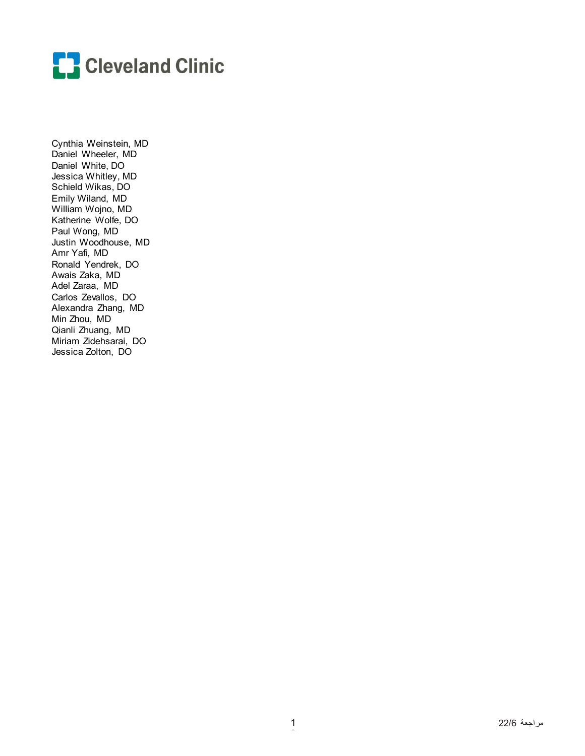Cynthia Weinstein, MD
Daniel Wheeler, MD
Daniel White, DO
Jessica Whitley, MD
Schield Wikas, DO
Emily Wiland, MD
William Wojno, MD
Katherine Wolfe, DO
Paul Wong, MD
Justin Woodhouse, MD
Amr Yafi, MD
Ronald Yendrek, DO
Awais Zaka, MD
Adel Zaraa, MD
Carlos Zevallos, DO
Alexandra Zhang, MD
Min Zhou, MD
Qianli Zhuang, MD
Miriam Zidehsarai, DO
Jessica Zolton, DO